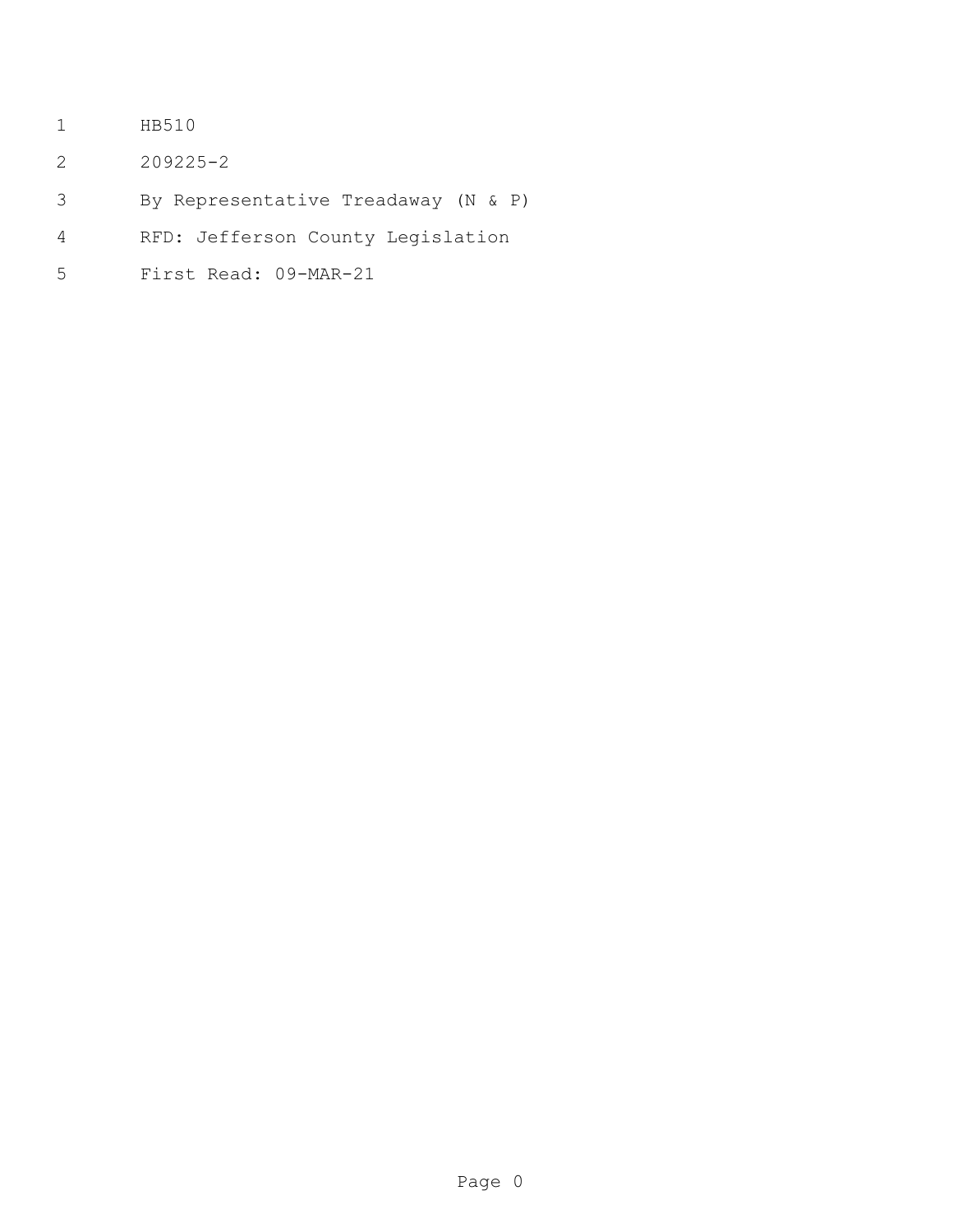HB510

209225-2

By Representative Treadaway (N & P)

RFD: Jefferson County Legislation

First Read: 09-MAR-21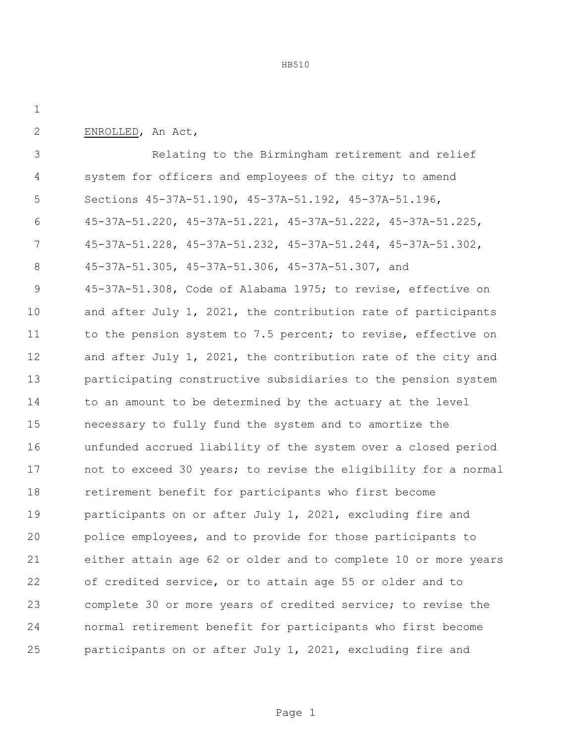ENROLLED, An Act,

Relating to the Birmingham retirement and relief system for officers and employees of the city; to amend Sections 45-37A-51.190, 45-37A-51.192, 45-37A-51.196, 45-37A-51.220, 45-37A-51.221, 45-37A-51.222, 45-37A-51.225, 45-37A-51.228, 45-37A-51.232, 45-37A-51.244, 45-37A-51.302, 45-37A-51.305, 45-37A-51.306, 45-37A-51.307, and 45-37A-51.308, Code of Alabama 1975; to revise, effective on and after July 1, 2021, the contribution rate of participants to the pension system to 7.5 percent; to revise, effective on and after July 1, 2021, the contribution rate of the city and participating constructive subsidiaries to the pension system to an amount to be determined by the actuary at the level necessary to fully fund the system and to amortize the unfunded accrued liability of the system over a closed period not to exceed 30 years; to revise the eligibility for a normal retirement benefit for participants who first become participants on or after July 1, 2021, excluding fire and police employees, and to provide for those participants to either attain age 62 or older and to complete 10 or more years of credited service, or to attain age 55 or older and to complete 30 or more years of credited service; to revise the normal retirement benefit for participants who first become participants on or after July 1, 2021, excluding fire and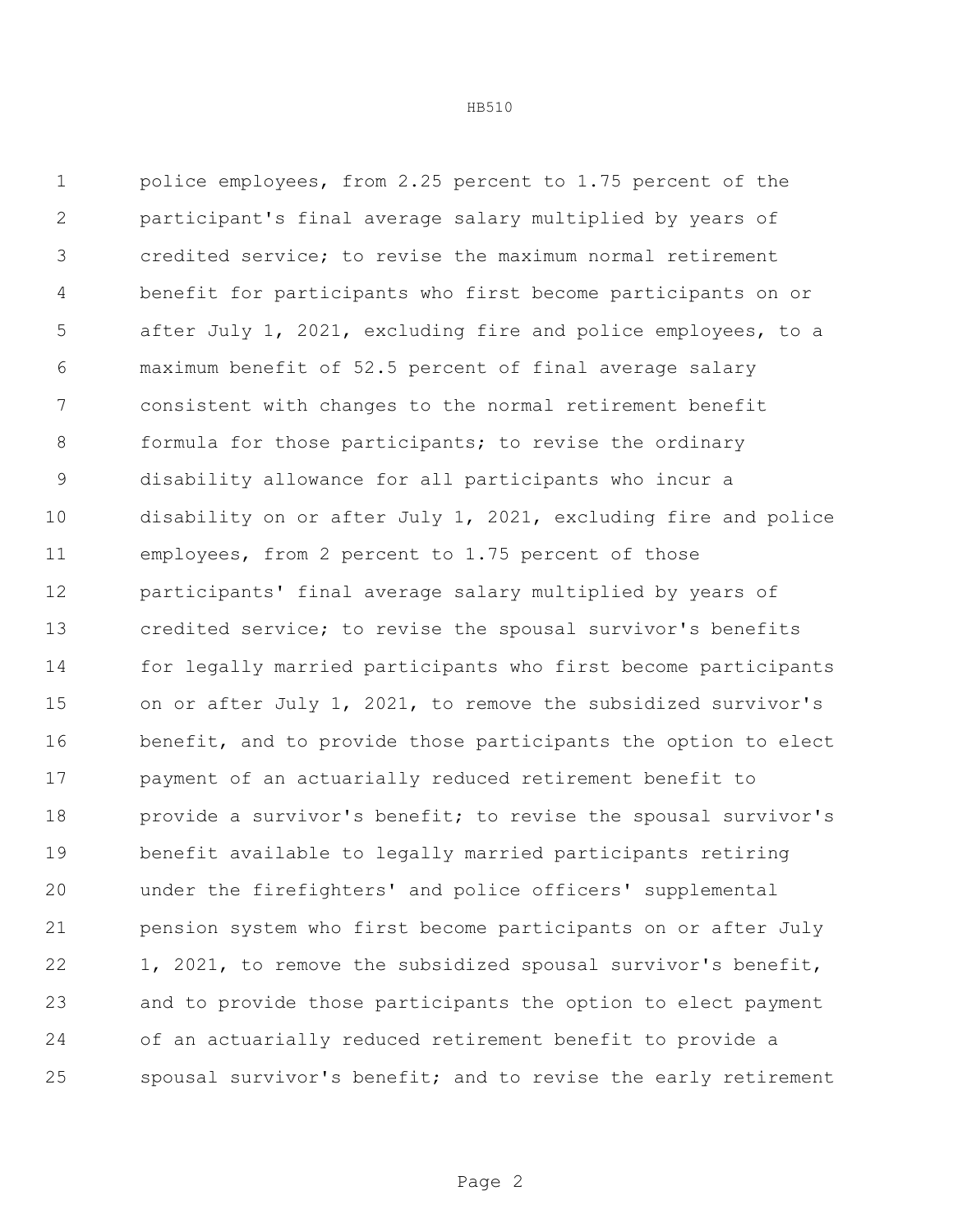police employees, from 2.25 percent to 1.75 percent of the participant's final average salary multiplied by years of credited service; to revise the maximum normal retirement benefit for participants who first become participants on or after July 1, 2021, excluding fire and police employees, to a maximum benefit of 52.5 percent of final average salary consistent with changes to the normal retirement benefit formula for those participants; to revise the ordinary disability allowance for all participants who incur a disability on or after July 1, 2021, excluding fire and police employees, from 2 percent to 1.75 percent of those participants' final average salary multiplied by years of credited service; to revise the spousal survivor's benefits for legally married participants who first become participants on or after July 1, 2021, to remove the subsidized survivor's benefit, and to provide those participants the option to elect payment of an actuarially reduced retirement benefit to provide a survivor's benefit; to revise the spousal survivor's benefit available to legally married participants retiring under the firefighters' and police officers' supplemental pension system who first become participants on or after July 1, 2021, to remove the subsidized spousal survivor's benefit, and to provide those participants the option to elect payment of an actuarially reduced retirement benefit to provide a spousal survivor's benefit; and to revise the early retirement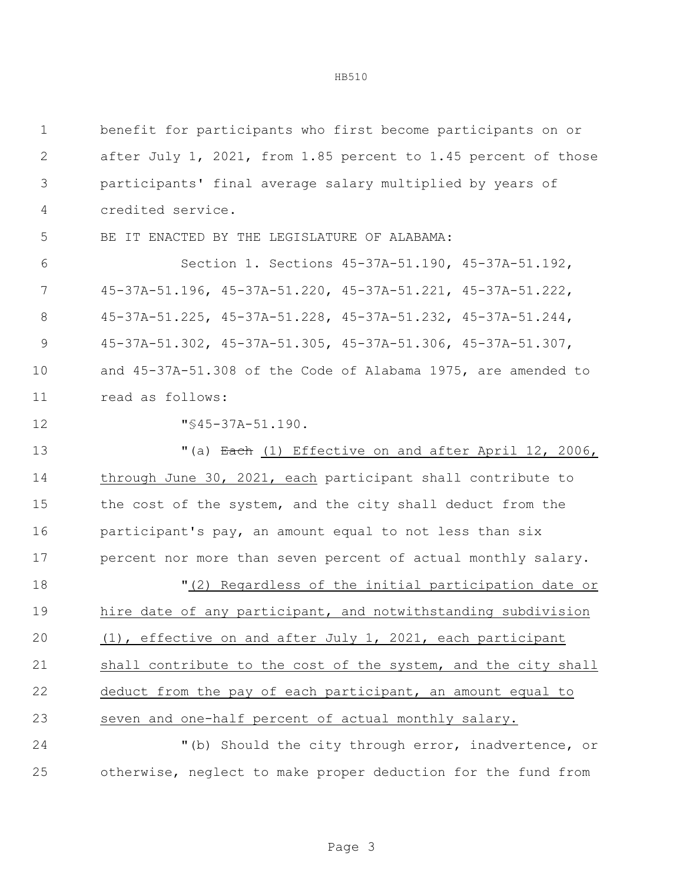benefit for participants who first become participants on or after July 1, 2021, from 1.85 percent to 1.45 percent of those participants' final average salary multiplied by years of credited service.

BE IT ENACTED BY THE LEGISLATURE OF ALABAMA:

Section 1. Sections 45-37A-51.190, 45-37A-51.192, 45-37A-51.196, 45-37A-51.220, 45-37A-51.221, 45-37A-51.222, 45-37A-51.225, 45-37A-51.228, 45-37A-51.232, 45-37A-51.244, 45-37A-51.302, 45-37A-51.305, 45-37A-51.306, 45-37A-51.307, and 45-37A-51.308 of the Code of Alabama 1975, are amended to read as follows:

"§45-37A-51.190.

"(a) ~~Each~~ <u>(1) Effective on and after April 12, 2006, through June 30, 2021, each</u> participant shall contribute to the cost of the system, and the city shall deduct from the participant's pay, an amount equal to not less than six percent nor more than seven percent of actual monthly salary.

"<u>(2) Regardless of the initial participation date or hire date of any participant, and notwithstanding subdivision (1), effective on and after July 1, 2021, each participant shall contribute to the cost of the system, and the city shall deduct from the pay of each participant, an amount equal to seven and one-half percent of actual monthly salary.</u>

"(b) Should the city through error, inadvertence, or otherwise, neglect to make proper deduction for the fund from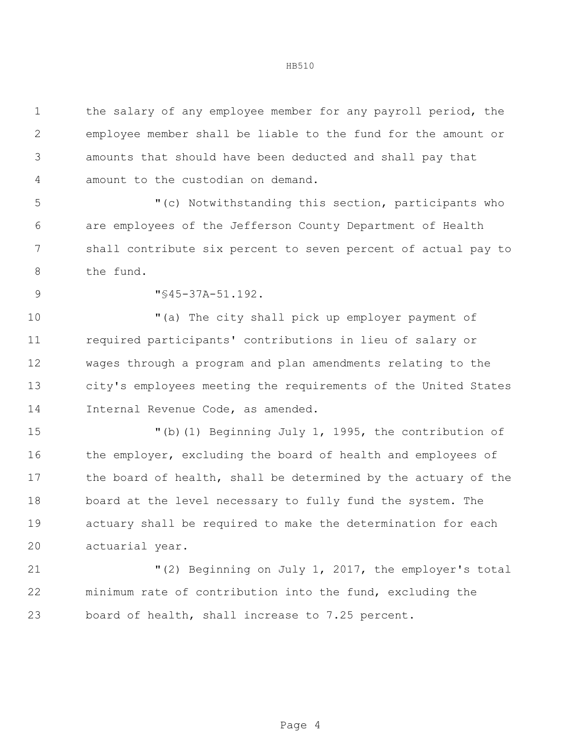the salary of any employee member for any payroll period, the employee member shall be liable to the fund for the amount or amounts that should have been deducted and shall pay that amount to the custodian on demand.

"(c) Notwithstanding this section, participants who are employees of the Jefferson County Department of Health shall contribute six percent to seven percent of actual pay to the fund.

"§45-37A-51.192.

"(a) The city shall pick up employer payment of required participants' contributions in lieu of salary or wages through a program and plan amendments relating to the city's employees meeting the requirements of the United States Internal Revenue Code, as amended.

"(b)(1) Beginning July 1, 1995, the contribution of the employer, excluding the board of health and employees of the board of health, shall be determined by the actuary of the board at the level necessary to fully fund the system. The actuary shall be required to make the determination for each actuarial year.

"(2) Beginning on July 1, 2017, the employer's total minimum rate of contribution into the fund, excluding the board of health, shall increase to 7.25 percent.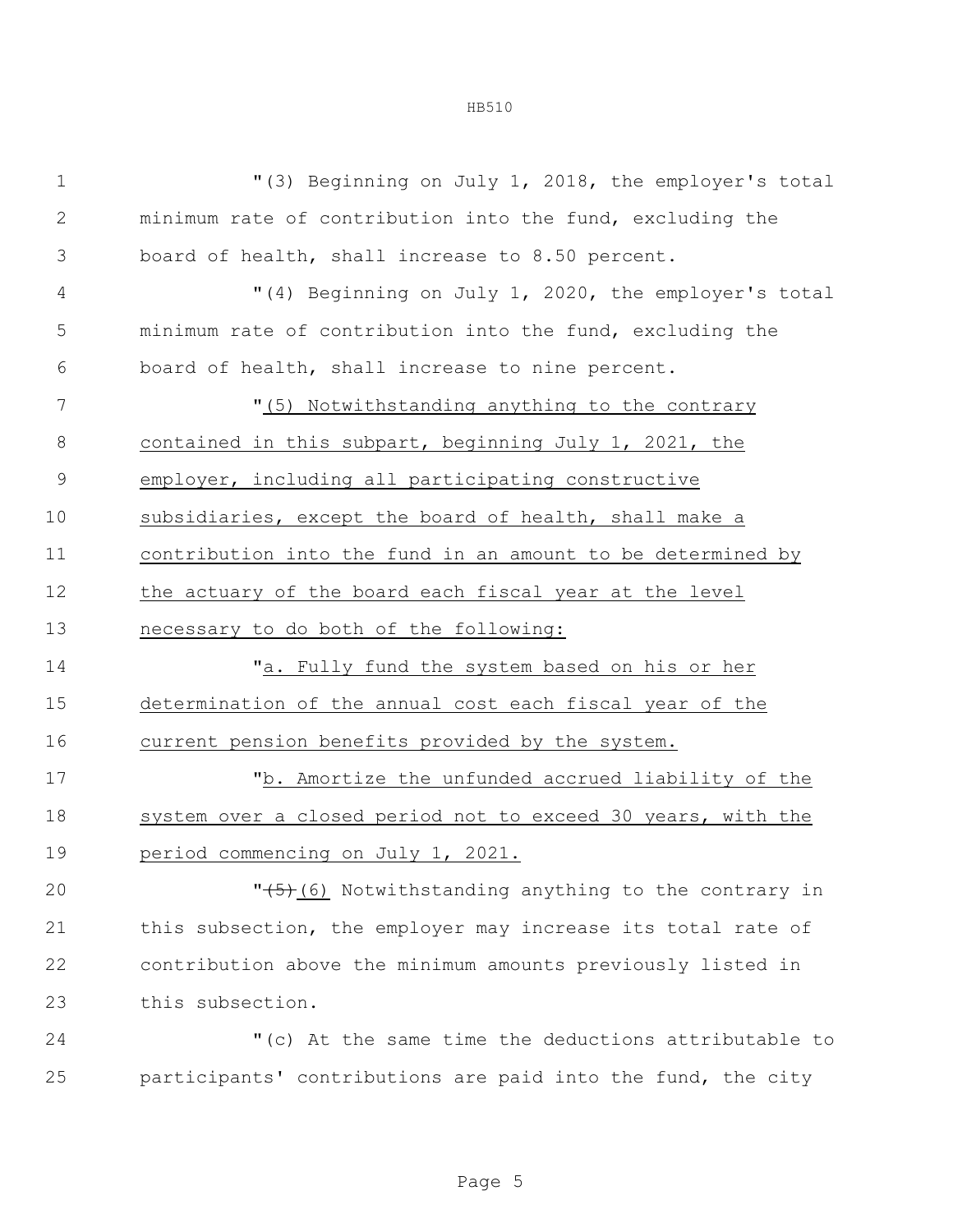"(3) Beginning on July 1, 2018, the employer's total minimum rate of contribution into the fund, excluding the board of health, shall increase to 8.50 percent.

"(4) Beginning on July 1, 2020, the employer's total minimum rate of contribution into the fund, excluding the board of health, shall increase to nine percent.

"<u>(5) Notwithstanding anything to the contrary contained in this subpart, beginning July 1, 2021, the employer, including all participating constructive subsidiaries, except the board of health, shall make a contribution into the fund in an amount to be determined by the actuary of the board each fiscal year at the level necessary to do both of the following:</u>

"<u>a. Fully fund the system based on his or her determination of the annual cost each fiscal year of the current pension benefits provided by the system.</u>

"<u>b. Amortize the unfunded accrued liability of the system over a closed period not to exceed 30 years, with the period commencing on July 1, 2021.</u>

"~~(5)~~<u>(6)</u> Notwithstanding anything to the contrary in this subsection, the employer may increase its total rate of contribution above the minimum amounts previously listed in this subsection.

"(c) At the same time the deductions attributable to participants' contributions are paid into the fund, the city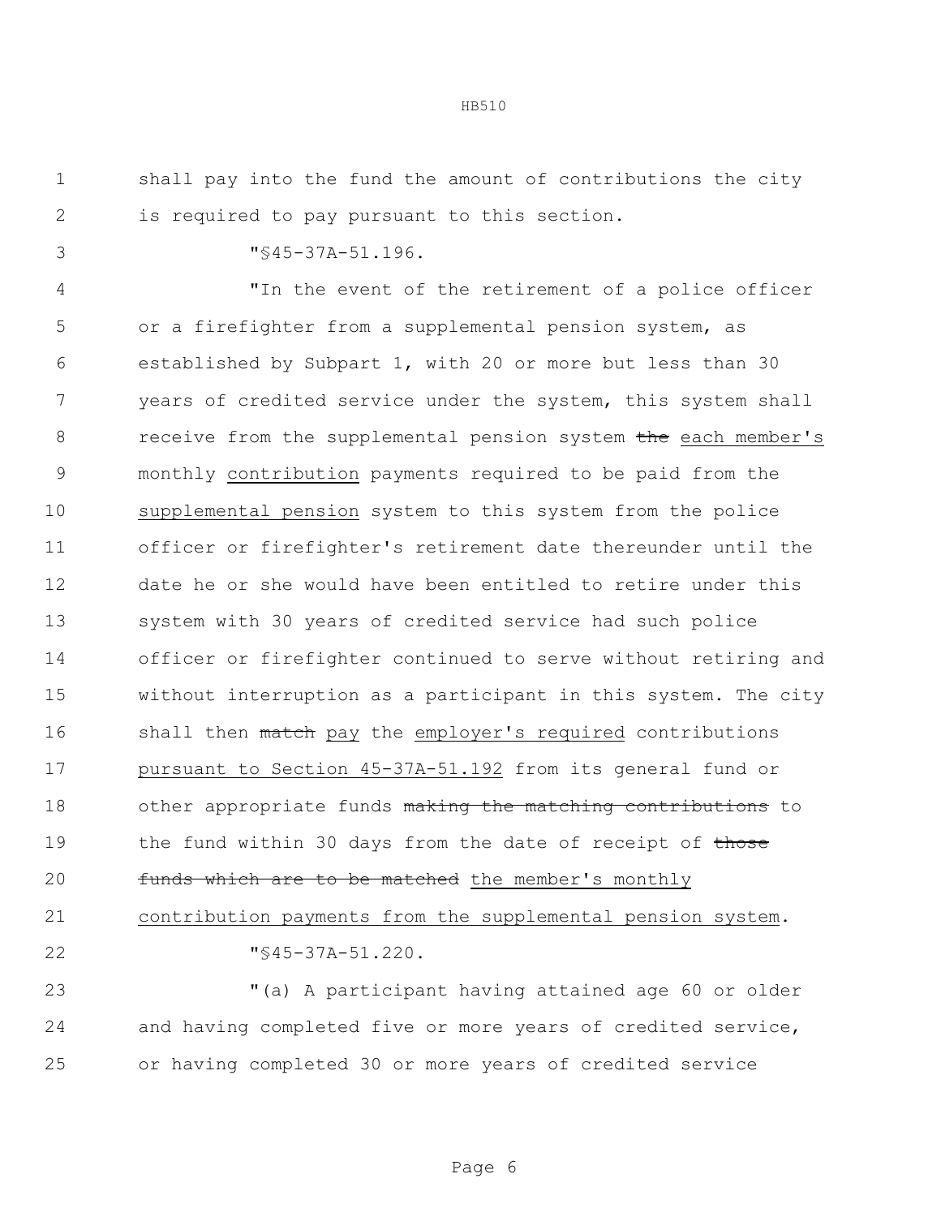shall pay into the fund the amount of contributions the city is required to pay pursuant to this section.

"§45-37A-51.196.

"In the event of the retirement of a police officer or a firefighter from a supplemental pension system, as established by Subpart 1, with 20 or more but less than 30 years of credited service under the system, this system shall receive from the supplemental pension system ~~the~~ <u>each member's</u> monthly <u>contribution</u> payments required to be paid from the <u>supplemental pension</u> system to this system from the police officer or firefighter's retirement date thereunder until the date he or she would have been entitled to retire under this system with 30 years of credited service had such police officer or firefighter continued to serve without retiring and without interruption as a participant in this system. The city shall then ~~match~~ <u>pay</u> the <u>employer's required</u> contributions <u>pursuant to Section 45-37A-51.192</u> from its general fund or other appropriate funds ~~making the matching contributions~~ to the fund within 30 days from the date of receipt of ~~those funds which are to be matched~~ <u>the member's monthly contribution payments from the supplemental pension system</u>.

"§45-37A-51.220.

"(a) A participant having attained age 60 or older and having completed five or more years of credited service, or having completed 30 or more years of credited service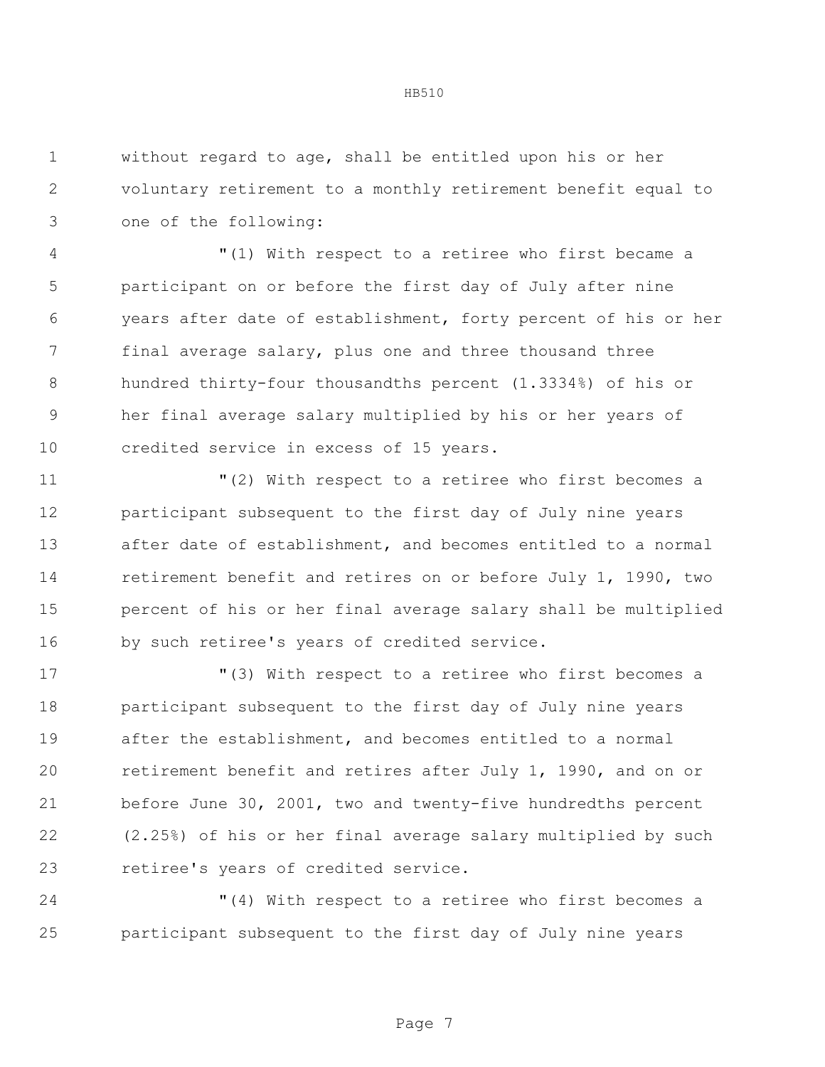without regard to age, shall be entitled upon his or her voluntary retirement to a monthly retirement benefit equal to one of the following:

"(1) With respect to a retiree who first became a participant on or before the first day of July after nine years after date of establishment, forty percent of his or her final average salary, plus one and three thousand three hundred thirty-four thousandths percent (1.3334%) of his or her final average salary multiplied by his or her years of credited service in excess of 15 years.

"(2) With respect to a retiree who first becomes a participant subsequent to the first day of July nine years after date of establishment, and becomes entitled to a normal retirement benefit and retires on or before July 1, 1990, two percent of his or her final average salary shall be multiplied by such retiree's years of credited service.

"(3) With respect to a retiree who first becomes a participant subsequent to the first day of July nine years after the establishment, and becomes entitled to a normal retirement benefit and retires after July 1, 1990, and on or before June 30, 2001, two and twenty-five hundredths percent (2.25%) of his or her final average salary multiplied by such retiree's years of credited service.

"(4) With respect to a retiree who first becomes a participant subsequent to the first day of July nine years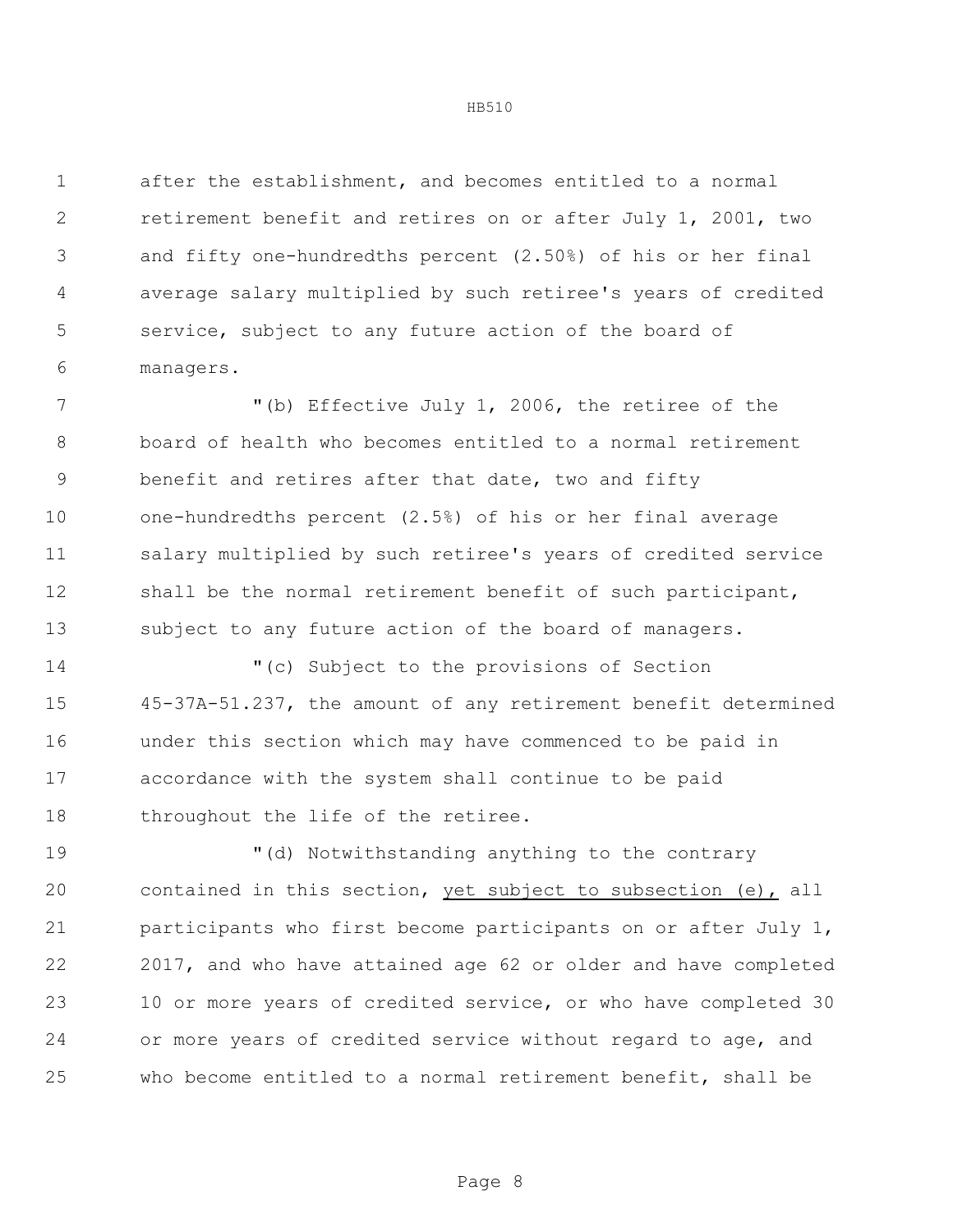after the establishment, and becomes entitled to a normal retirement benefit and retires on or after July 1, 2001, two and fifty one-hundredths percent (2.50%) of his or her final average salary multiplied by such retiree's years of credited service, subject to any future action of the board of managers.

"(b) Effective July 1, 2006, the retiree of the board of health who becomes entitled to a normal retirement benefit and retires after that date, two and fifty one-hundredths percent (2.5%) of his or her final average salary multiplied by such retiree's years of credited service shall be the normal retirement benefit of such participant, subject to any future action of the board of managers.

"(c) Subject to the provisions of Section 45-37A-51.237, the amount of any retirement benefit determined under this section which may have commenced to be paid in accordance with the system shall continue to be paid throughout the life of the retiree.

"(d) Notwithstanding anything to the contrary contained in this section, <u>yet subject to subsection (e),</u> all participants who first become participants on or after July 1, 2017, and who have attained age 62 or older and have completed 10 or more years of credited service, or who have completed 30 or more years of credited service without regard to age, and who become entitled to a normal retirement benefit, shall be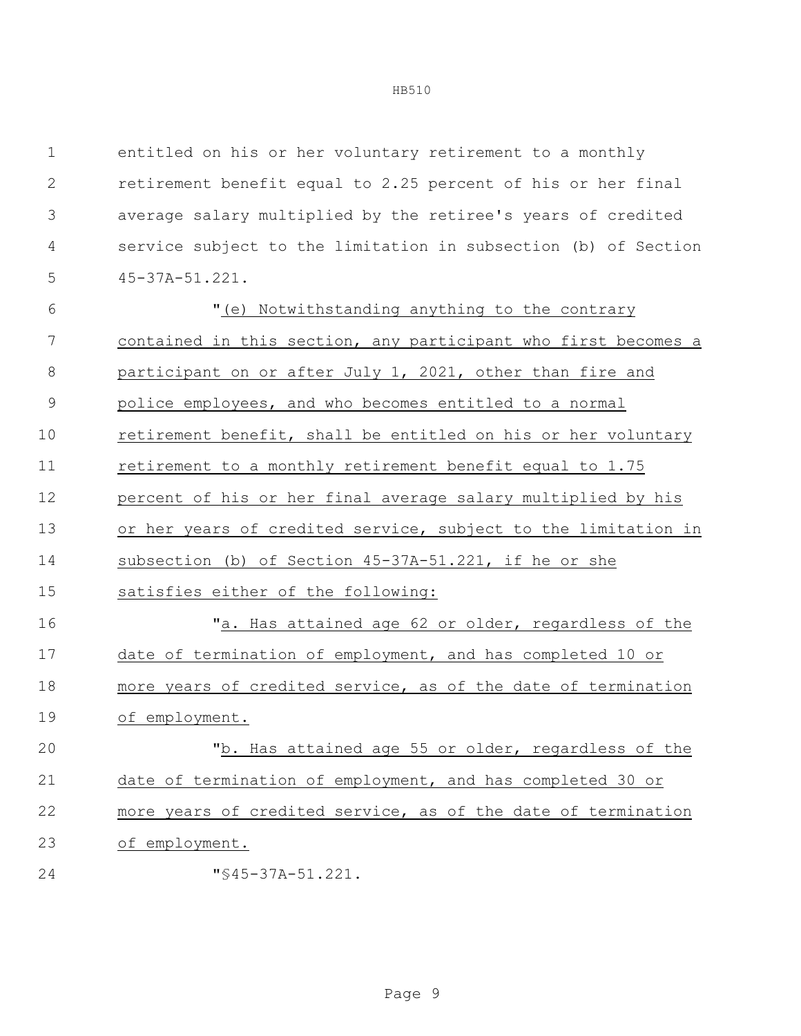entitled on his or her voluntary retirement to a monthly retirement benefit equal to 2.25 percent of his or her final average salary multiplied by the retiree's years of credited service subject to the limitation in subsection (b) of Section 45-37A-51.221.

"(e) Notwithstanding anything to the contrary contained in this section, any participant who first becomes a participant on or after July 1, 2021, other than fire and police employees, and who becomes entitled to a normal retirement benefit, shall be entitled on his or her voluntary retirement to a monthly retirement benefit equal to 1.75 percent of his or her final average salary multiplied by his or her years of credited service, subject to the limitation in subsection (b) of Section 45-37A-51.221, if he or she satisfies either of the following:

"a. Has attained age 62 or older, regardless of the date of termination of employment, and has completed 10 or more years of credited service, as of the date of termination of employment.

"b. Has attained age 55 or older, regardless of the date of termination of employment, and has completed 30 or more years of credited service, as of the date of termination of employment.

"§45-37A-51.221.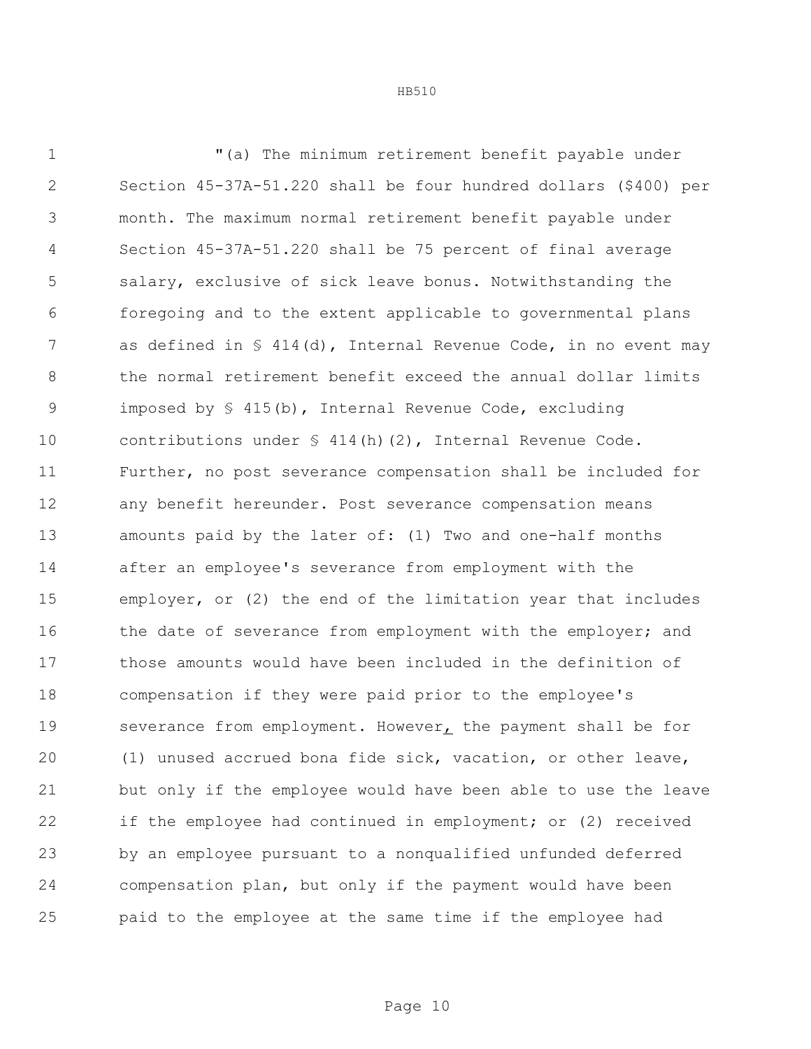"(a) The minimum retirement benefit payable under Section 45-37A-51.220 shall be four hundred dollars ($400) per month. The maximum normal retirement benefit payable under Section 45-37A-51.220 shall be 75 percent of final average salary, exclusive of sick leave bonus. Notwithstanding the foregoing and to the extent applicable to governmental plans as defined in § 414(d), Internal Revenue Code, in no event may the normal retirement benefit exceed the annual dollar limits imposed by § 415(b), Internal Revenue Code, excluding contributions under § 414(h)(2), Internal Revenue Code. Further, no post severance compensation shall be included for any benefit hereunder. Post severance compensation means amounts paid by the later of: (1) Two and one-half months after an employee's severance from employment with the employer, or (2) the end of the limitation year that includes the date of severance from employment with the employer; and those amounts would have been included in the definition of compensation if they were paid prior to the employee's severance from employment. However, the payment shall be for (1) unused accrued bona fide sick, vacation, or other leave, but only if the employee would have been able to use the leave if the employee had continued in employment; or (2) received by an employee pursuant to a nonqualified unfunded deferred compensation plan, but only if the payment would have been paid to the employee at the same time if the employee had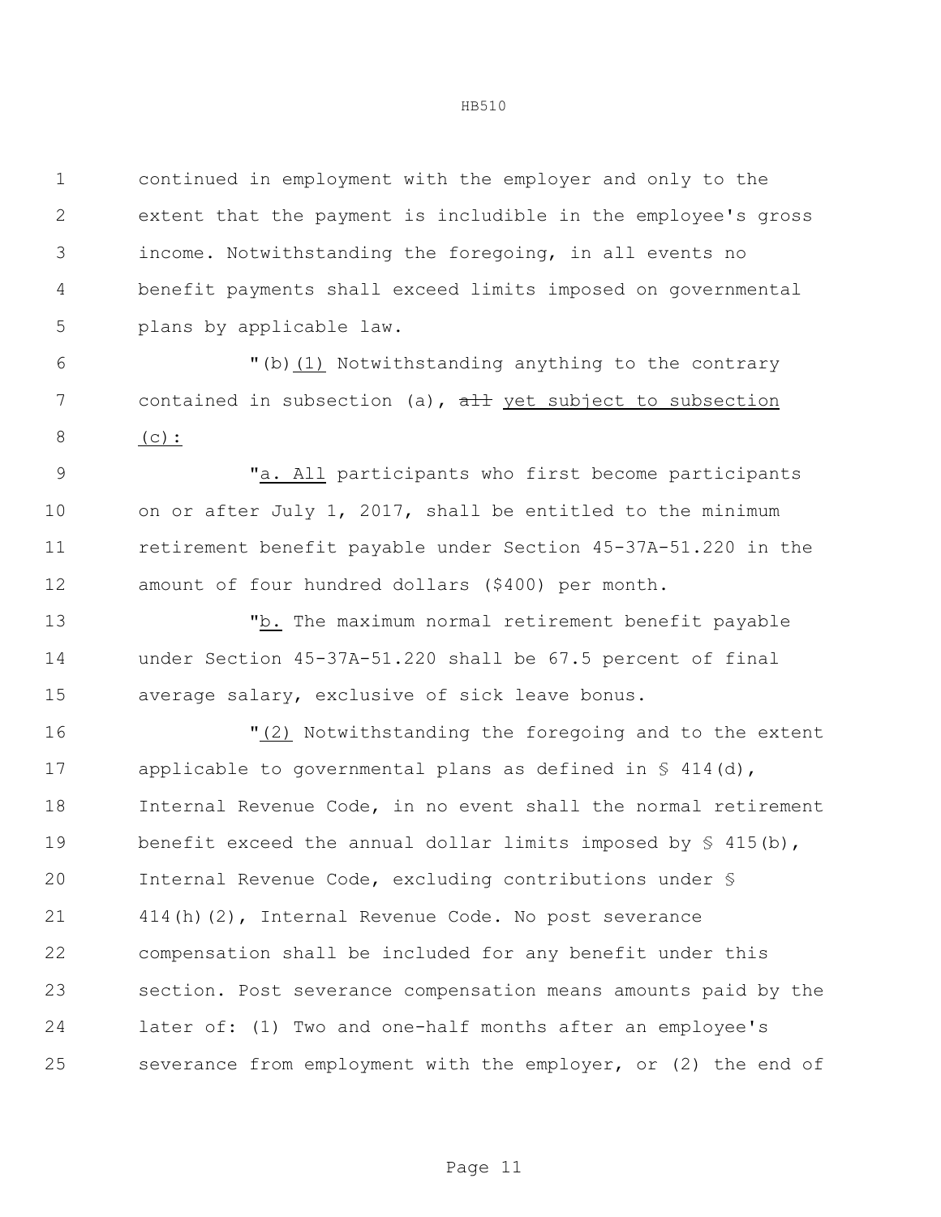continued in employment with the employer and only to the extent that the payment is includible in the employee's gross income. Notwithstanding the foregoing, in all events no benefit payments shall exceed limits imposed on governmental plans by applicable law.

"(b)(1) Notwithstanding anything to the contrary contained in subsection (a), ~~all~~ yet subject to subsection (c):

"a. All participants who first become participants on or after July 1, 2017, shall be entitled to the minimum retirement benefit payable under Section 45-37A-51.220 in the amount of four hundred dollars ($400) per month.

"b. The maximum normal retirement benefit payable under Section 45-37A-51.220 shall be 67.5 percent of final average salary, exclusive of sick leave bonus.

"(2) Notwithstanding the foregoing and to the extent applicable to governmental plans as defined in § 414(d), Internal Revenue Code, in no event shall the normal retirement benefit exceed the annual dollar limits imposed by § 415(b), Internal Revenue Code, excluding contributions under § 414(h)(2), Internal Revenue Code. No post severance compensation shall be included for any benefit under this section. Post severance compensation means amounts paid by the later of: (1) Two and one-half months after an employee's severance from employment with the employer, or (2) the end of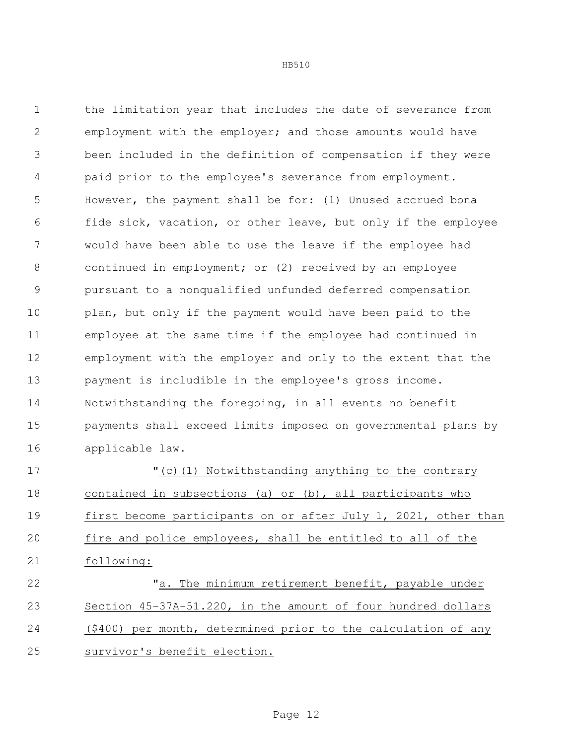the limitation year that includes the date of severance from employment with the employer; and those amounts would have been included in the definition of compensation if they were paid prior to the employee's severance from employment. However, the payment shall be for: (1) Unused accrued bona fide sick, vacation, or other leave, but only if the employee would have been able to use the leave if the employee had continued in employment; or (2) received by an employee pursuant to a nonqualified unfunded deferred compensation plan, but only if the payment would have been paid to the employee at the same time if the employee had continued in employment with the employer and only to the extent that the payment is includible in the employee's gross income. Notwithstanding the foregoing, in all events no benefit payments shall exceed limits imposed on governmental plans by applicable law.

"(c)(1) Notwithstanding anything to the contrary contained in subsections (a) or (b), all participants who first become participants on or after July 1, 2021, other than fire and police employees, shall be entitled to all of the following:

"a. The minimum retirement benefit, payable under Section 45-37A-51.220, in the amount of four hundred dollars ($400) per month, determined prior to the calculation of any survivor's benefit election.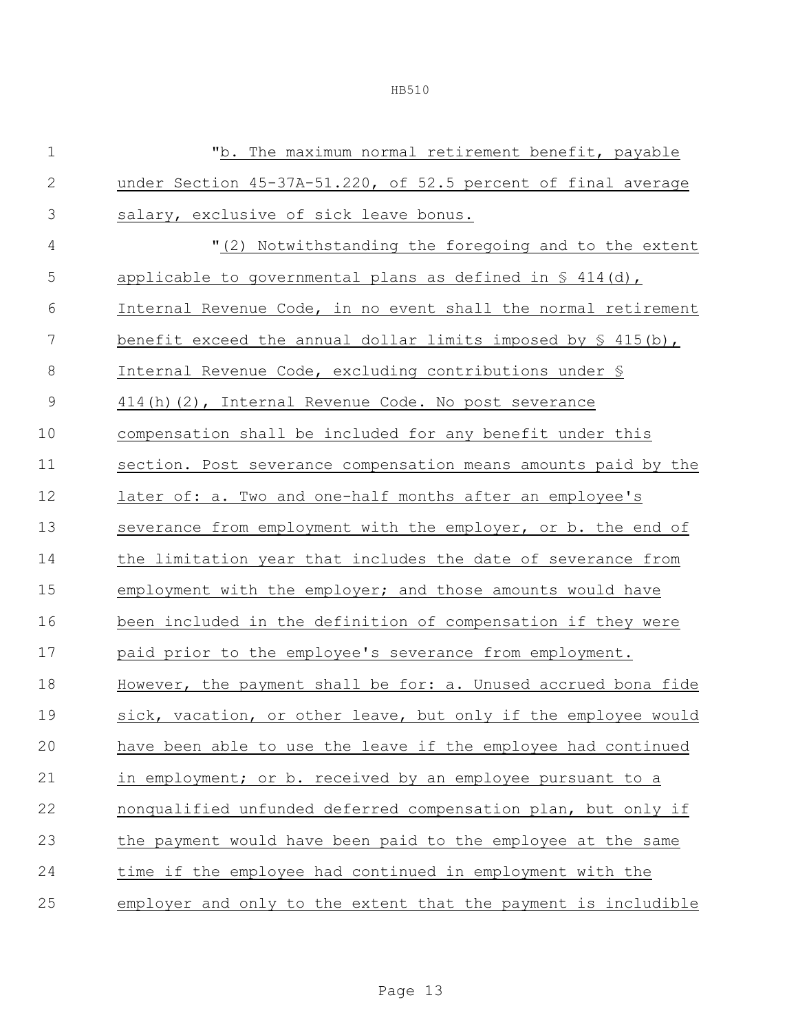"b. The maximum normal retirement benefit, payable under Section 45-37A-51.220, of 52.5 percent of final average salary, exclusive of sick leave bonus.

"(2) Notwithstanding the foregoing and to the extent applicable to governmental plans as defined in § 414(d), Internal Revenue Code, in no event shall the normal retirement benefit exceed the annual dollar limits imposed by § 415(b), Internal Revenue Code, excluding contributions under § 414(h)(2), Internal Revenue Code. No post severance compensation shall be included for any benefit under this section. Post severance compensation means amounts paid by the later of: a. Two and one-half months after an employee's severance from employment with the employer, or b. the end of the limitation year that includes the date of severance from employment with the employer; and those amounts would have been included in the definition of compensation if they were paid prior to the employee's severance from employment. However, the payment shall be for: a. Unused accrued bona fide sick, vacation, or other leave, but only if the employee would have been able to use the leave if the employee had continued in employment; or b. received by an employee pursuant to a nonqualified unfunded deferred compensation plan, but only if the payment would have been paid to the employee at the same time if the employee had continued in employment with the employer and only to the extent that the payment is includible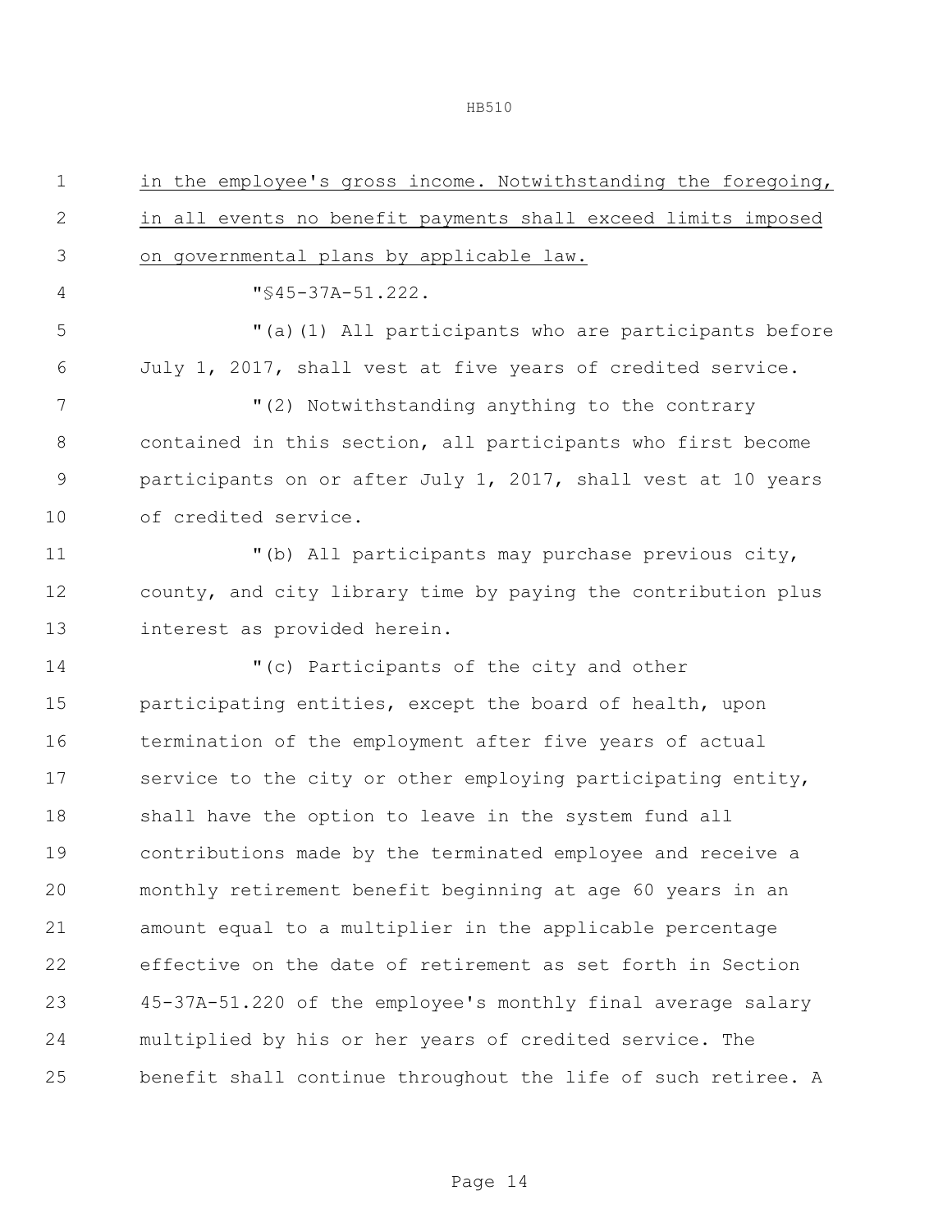in the employee's gross income. Notwithstanding the foregoing, in all events no benefit payments shall exceed limits imposed on governmental plans by applicable law.

"§45-37A-51.222.

"(a)(1) All participants who are participants before July 1, 2017, shall vest at five years of credited service.

"(2) Notwithstanding anything to the contrary contained in this section, all participants who first become participants on or after July 1, 2017, shall vest at 10 years of credited service.

"(b) All participants may purchase previous city, county, and city library time by paying the contribution plus interest as provided herein.

"(c) Participants of the city and other participating entities, except the board of health, upon termination of the employment after five years of actual service to the city or other employing participating entity, shall have the option to leave in the system fund all contributions made by the terminated employee and receive a monthly retirement benefit beginning at age 60 years in an amount equal to a multiplier in the applicable percentage effective on the date of retirement as set forth in Section 45-37A-51.220 of the employee's monthly final average salary multiplied by his or her years of credited service. The benefit shall continue throughout the life of such retiree. A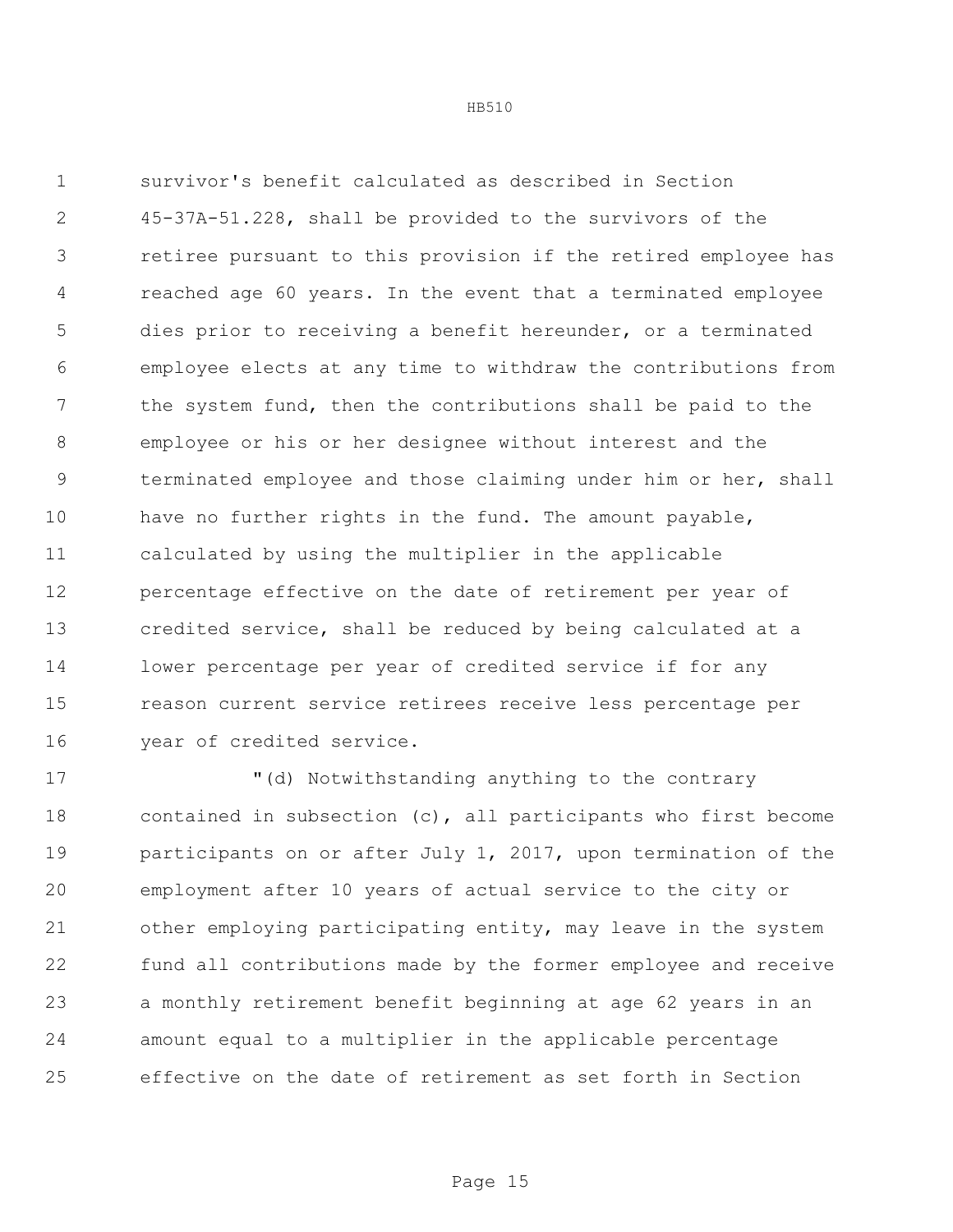survivor's benefit calculated as described in Section 45-37A-51.228, shall be provided to the survivors of the retiree pursuant to this provision if the retired employee has reached age 60 years. In the event that a terminated employee dies prior to receiving a benefit hereunder, or a terminated employee elects at any time to withdraw the contributions from the system fund, then the contributions shall be paid to the employee or his or her designee without interest and the terminated employee and those claiming under him or her, shall have no further rights in the fund. The amount payable, calculated by using the multiplier in the applicable percentage effective on the date of retirement per year of credited service, shall be reduced by being calculated at a lower percentage per year of credited service if for any reason current service retirees receive less percentage per year of credited service.

"(d) Notwithstanding anything to the contrary contained in subsection (c), all participants who first become participants on or after July 1, 2017, upon termination of the employment after 10 years of actual service to the city or other employing participating entity, may leave in the system fund all contributions made by the former employee and receive a monthly retirement benefit beginning at age 62 years in an amount equal to a multiplier in the applicable percentage effective on the date of retirement as set forth in Section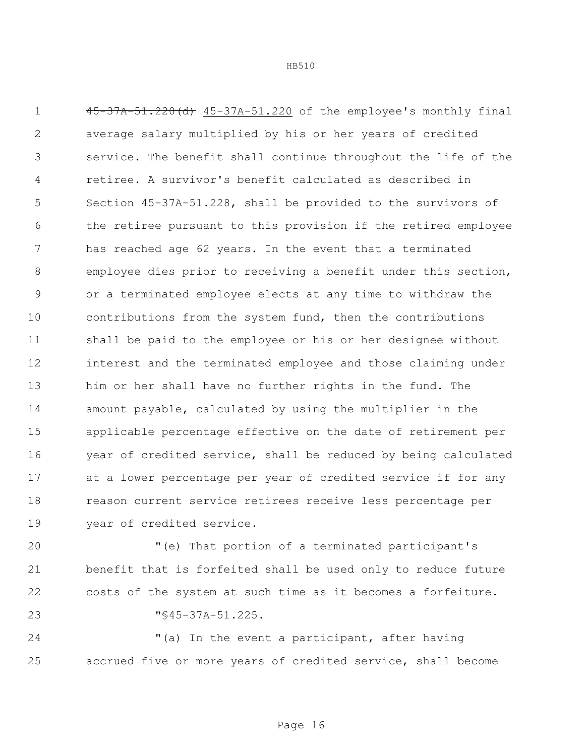~~45-37A-51.220(d)~~ 45-37A-51.220 of the employee's monthly final average salary multiplied by his or her years of credited service. The benefit shall continue throughout the life of the retiree. A survivor's benefit calculated as described in Section 45-37A-51.228, shall be provided to the survivors of the retiree pursuant to this provision if the retired employee has reached age 62 years. In the event that a terminated employee dies prior to receiving a benefit under this section, or a terminated employee elects at any time to withdraw the contributions from the system fund, then the contributions shall be paid to the employee or his or her designee without interest and the terminated employee and those claiming under him or her shall have no further rights in the fund. The amount payable, calculated by using the multiplier in the applicable percentage effective on the date of retirement per year of credited service, shall be reduced by being calculated at a lower percentage per year of credited service if for any reason current service retirees receive less percentage per year of credited service.

"(e) That portion of a terminated participant's benefit that is forfeited shall be used only to reduce future costs of the system at such time as it becomes a forfeiture.

"§45-37A-51.225.

"(a) In the event a participant, after having accrued five or more years of credited service, shall become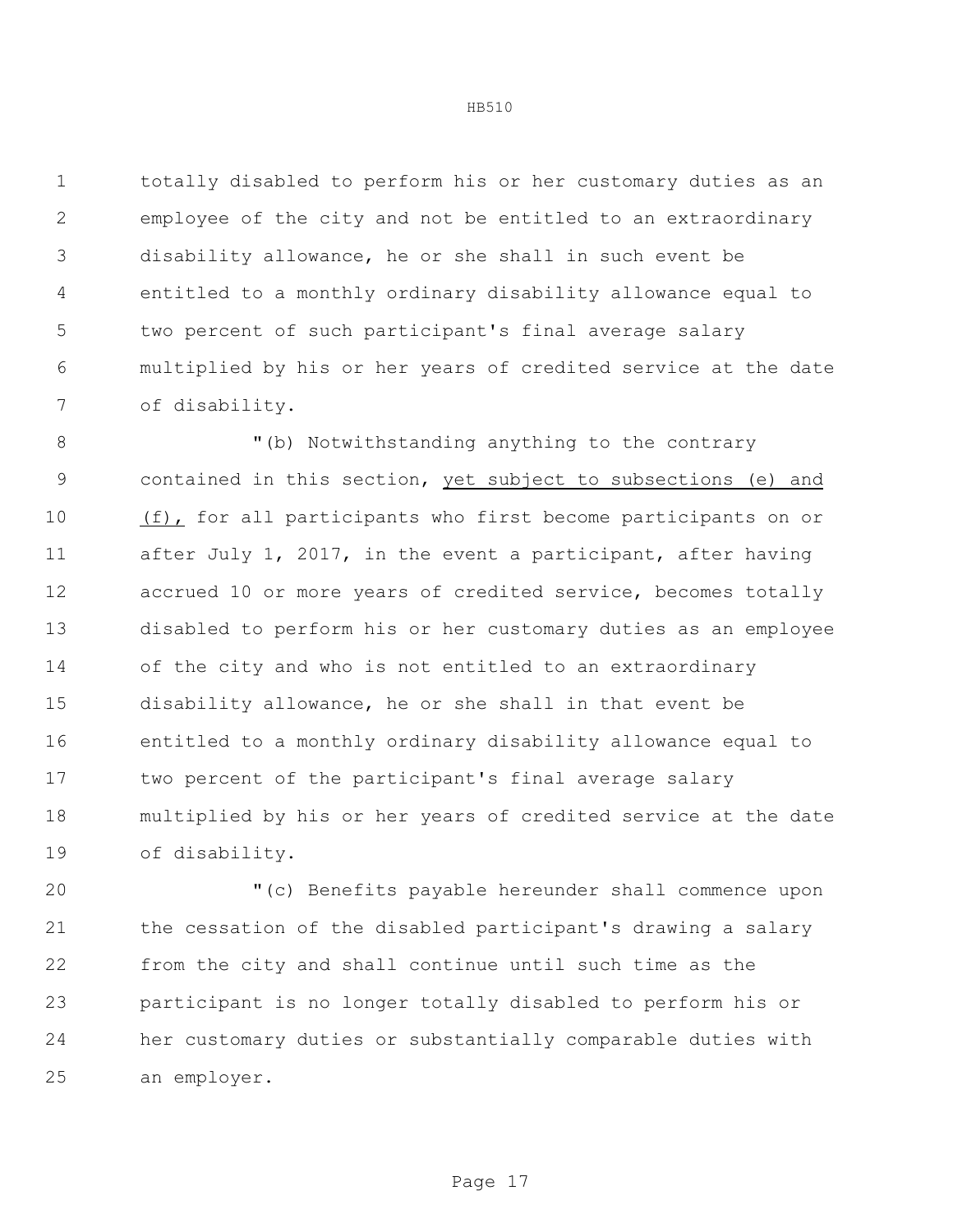totally disabled to perform his or her customary duties as an employee of the city and not be entitled to an extraordinary disability allowance, he or she shall in such event be entitled to a monthly ordinary disability allowance equal to two percent of such participant's final average salary multiplied by his or her years of credited service at the date of disability.

"(b) Notwithstanding anything to the contrary contained in this section, <u>yet subject to subsections (e) and (f),</u> for all participants who first become participants on or after July 1, 2017, in the event a participant, after having accrued 10 or more years of credited service, becomes totally disabled to perform his or her customary duties as an employee of the city and who is not entitled to an extraordinary disability allowance, he or she shall in that event be entitled to a monthly ordinary disability allowance equal to two percent of the participant's final average salary multiplied by his or her years of credited service at the date of disability.

"(c) Benefits payable hereunder shall commence upon the cessation of the disabled participant's drawing a salary from the city and shall continue until such time as the participant is no longer totally disabled to perform his or her customary duties or substantially comparable duties with an employer.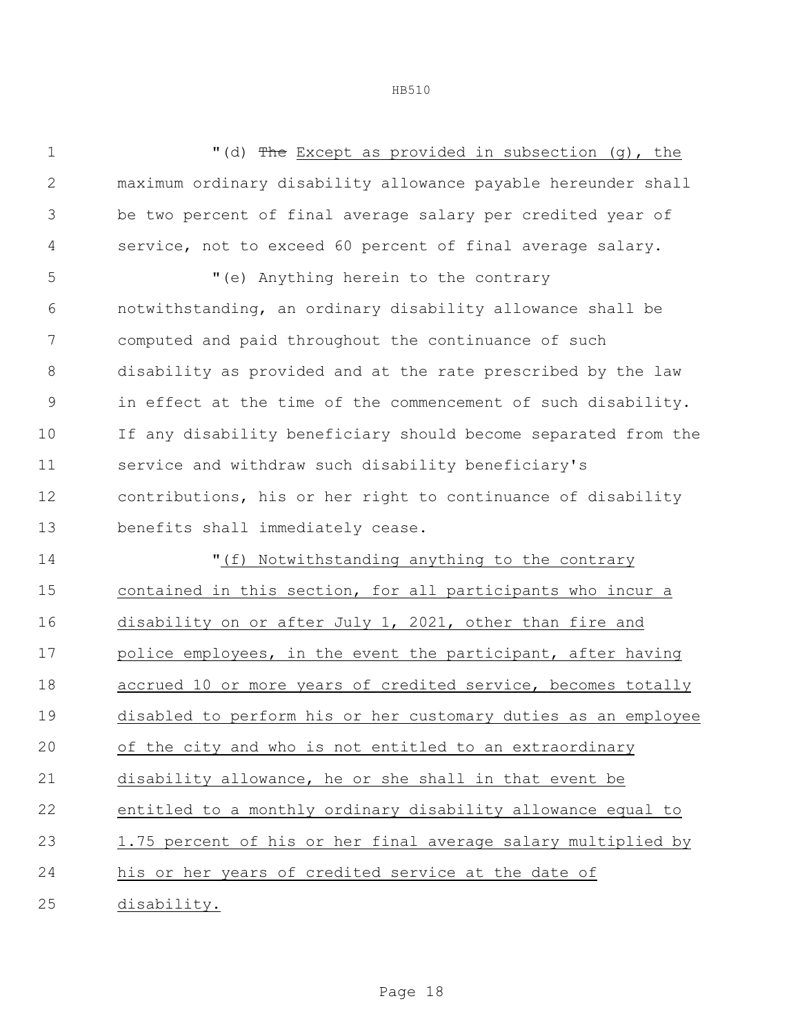"(d) ~~The~~ Except as provided in subsection (g), the maximum ordinary disability allowance payable hereunder shall be two percent of final average salary per credited year of service, not to exceed 60 percent of final average salary.

"(e) Anything herein to the contrary notwithstanding, an ordinary disability allowance shall be computed and paid throughout the continuance of such disability as provided and at the rate prescribed by the law in effect at the time of the commencement of such disability. If any disability beneficiary should become separated from the service and withdraw such disability beneficiary's contributions, his or her right to continuance of disability benefits shall immediately cease.

"(f) Notwithstanding anything to the contrary contained in this section, for all participants who incur a disability on or after July 1, 2021, other than fire and police employees, in the event the participant, after having accrued 10 or more years of credited service, becomes totally disabled to perform his or her customary duties as an employee of the city and who is not entitled to an extraordinary disability allowance, he or she shall in that event be entitled to a monthly ordinary disability allowance equal to 1.75 percent of his or her final average salary multiplied by his or her years of credited service at the date of disability.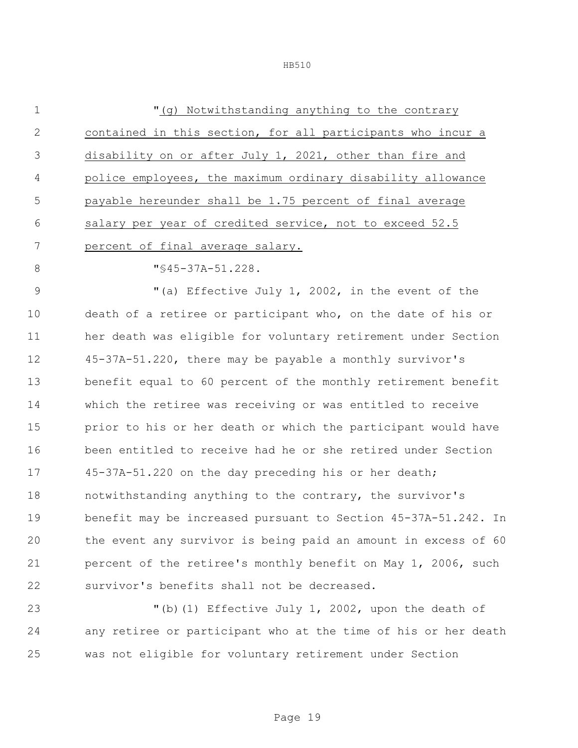"(g) Notwithstanding anything to the contrary contained in this section, for all participants who incur a disability on or after July 1, 2021, other than fire and police employees, the maximum ordinary disability allowance payable hereunder shall be 1.75 percent of final average salary per year of credited service, not to exceed 52.5 percent of final average salary.

"§45-37A-51.228.

"(a) Effective July 1, 2002, in the event of the death of a retiree or participant who, on the date of his or her death was eligible for voluntary retirement under Section 45-37A-51.220, there may be payable a monthly survivor's benefit equal to 60 percent of the monthly retirement benefit which the retiree was receiving or was entitled to receive prior to his or her death or which the participant would have been entitled to receive had he or she retired under Section 45-37A-51.220 on the day preceding his or her death; notwithstanding anything to the contrary, the survivor's benefit may be increased pursuant to Section 45-37A-51.242. In the event any survivor is being paid an amount in excess of 60 percent of the retiree's monthly benefit on May 1, 2006, such survivor's benefits shall not be decreased.

"(b)(1) Effective July 1, 2002, upon the death of any retiree or participant who at the time of his or her death was not eligible for voluntary retirement under Section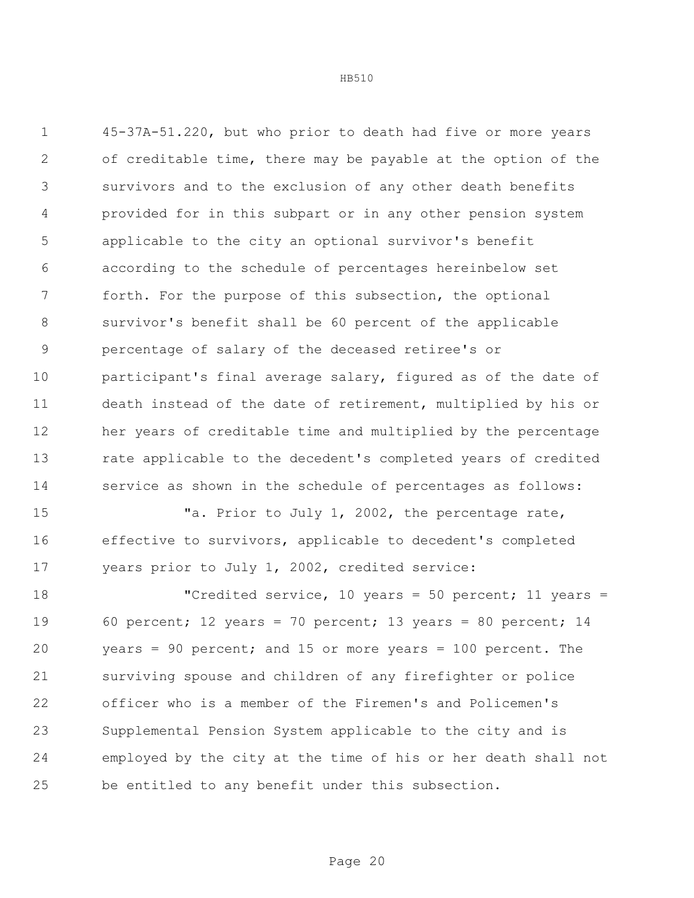45-37A-51.220, but who prior to death had five or more years of creditable time, there may be payable at the option of the survivors and to the exclusion of any other death benefits provided for in this subpart or in any other pension system applicable to the city an optional survivor's benefit according to the schedule of percentages hereinbelow set forth. For the purpose of this subsection, the optional survivor's benefit shall be 60 percent of the applicable percentage of salary of the deceased retiree's or participant's final average salary, figured as of the date of death instead of the date of retirement, multiplied by his or her years of creditable time and multiplied by the percentage rate applicable to the decedent's completed years of credited service as shown in the schedule of percentages as follows:

"a. Prior to July 1, 2002, the percentage rate, effective to survivors, applicable to decedent's completed years prior to July 1, 2002, credited service:

"Credited service, 10 years = 50 percent; 11 years = 60 percent; 12 years = 70 percent; 13 years = 80 percent; 14 years = 90 percent; and 15 or more years = 100 percent. The surviving spouse and children of any firefighter or police officer who is a member of the Firemen's and Policemen's Supplemental Pension System applicable to the city and is employed by the city at the time of his or her death shall not be entitled to any benefit under this subsection.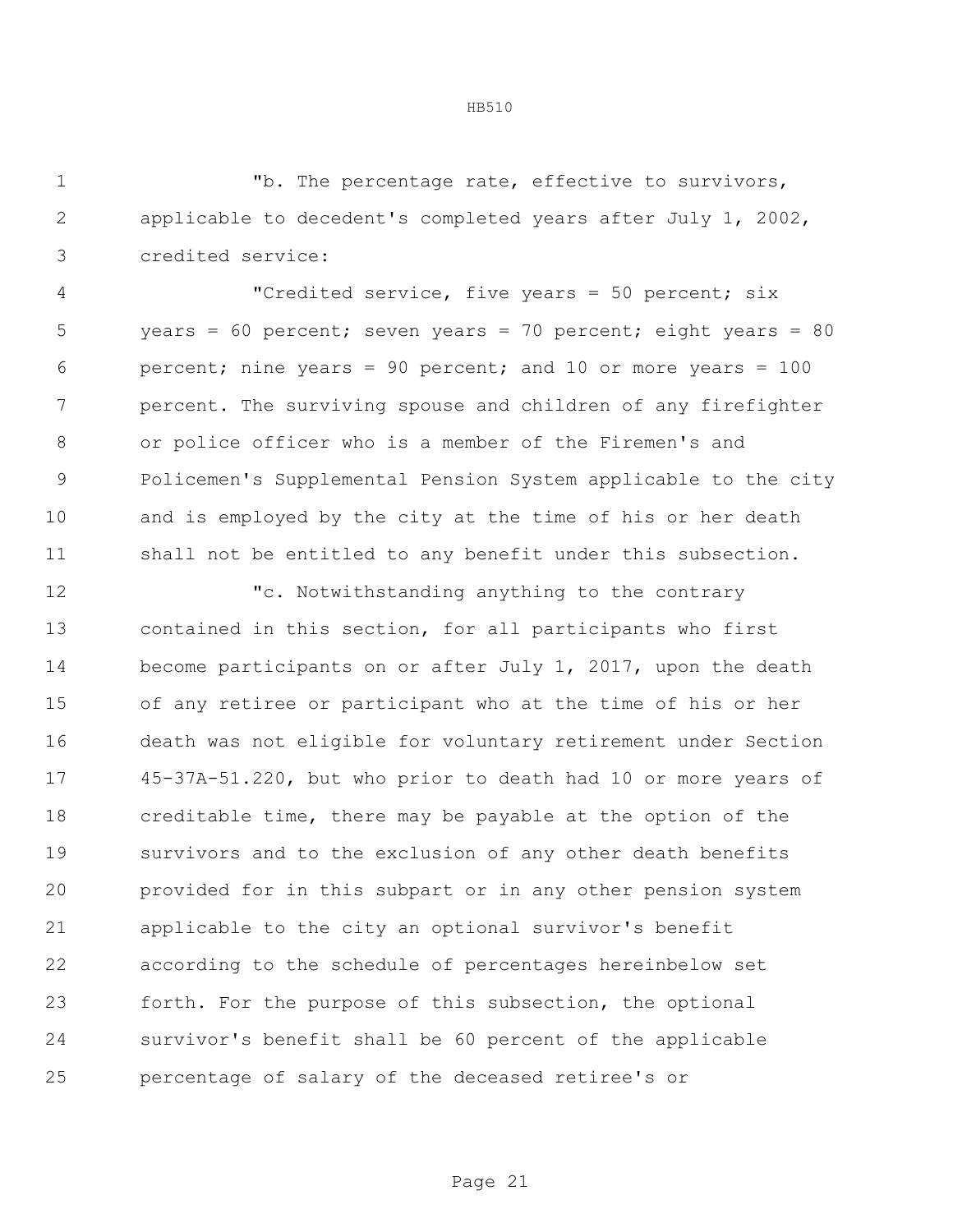"b. The percentage rate, effective to survivors, applicable to decedent's completed years after July 1, 2002, credited service:

"Credited service, five years = 50 percent; six years = 60 percent; seven years = 70 percent; eight years = 80 percent; nine years = 90 percent; and 10 or more years = 100 percent. The surviving spouse and children of any firefighter or police officer who is a member of the Firemen's and Policemen's Supplemental Pension System applicable to the city and is employed by the city at the time of his or her death shall not be entitled to any benefit under this subsection.

"c. Notwithstanding anything to the contrary contained in this section, for all participants who first become participants on or after July 1, 2017, upon the death of any retiree or participant who at the time of his or her death was not eligible for voluntary retirement under Section 45-37A-51.220, but who prior to death had 10 or more years of creditable time, there may be payable at the option of the survivors and to the exclusion of any other death benefits provided for in this subpart or in any other pension system applicable to the city an optional survivor's benefit according to the schedule of percentages hereinbelow set forth. For the purpose of this subsection, the optional survivor's benefit shall be 60 percent of the applicable percentage of salary of the deceased retiree's or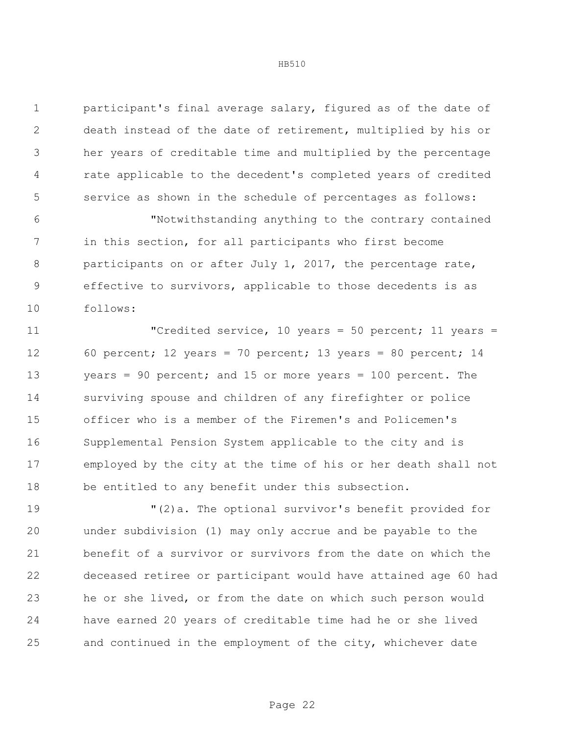participant's final average salary, figured as of the date of death instead of the date of retirement, multiplied by his or her years of creditable time and multiplied by the percentage rate applicable to the decedent's completed years of credited service as shown in the schedule of percentages as follows:

"Notwithstanding anything to the contrary contained in this section, for all participants who first become participants on or after July 1, 2017, the percentage rate, effective to survivors, applicable to those decedents is as follows:

"Credited service, 10 years = 50 percent; 11 years = 60 percent; 12 years = 70 percent; 13 years = 80 percent; 14 years = 90 percent; and 15 or more years = 100 percent. The surviving spouse and children of any firefighter or police officer who is a member of the Firemen's and Policemen's Supplemental Pension System applicable to the city and is employed by the city at the time of his or her death shall not be entitled to any benefit under this subsection.

"(2)a. The optional survivor's benefit provided for under subdivision (1) may only accrue and be payable to the benefit of a survivor or survivors from the date on which the deceased retiree or participant would have attained age 60 had he or she lived, or from the date on which such person would have earned 20 years of creditable time had he or she lived and continued in the employment of the city, whichever date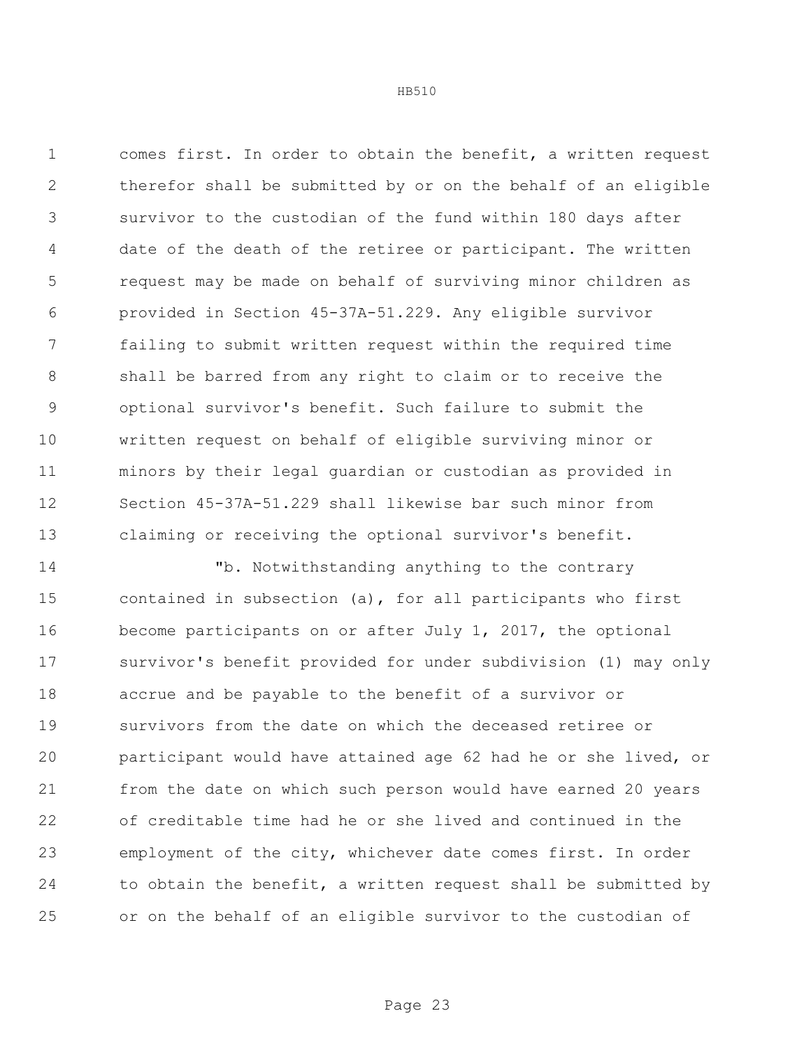comes first. In order to obtain the benefit, a written request therefor shall be submitted by or on the behalf of an eligible survivor to the custodian of the fund within 180 days after date of the death of the retiree or participant. The written request may be made on behalf of surviving minor children as provided in Section 45-37A-51.229. Any eligible survivor failing to submit written request within the required time shall be barred from any right to claim or to receive the optional survivor's benefit. Such failure to submit the written request on behalf of eligible surviving minor or minors by their legal guardian or custodian as provided in Section 45-37A-51.229 shall likewise bar such minor from claiming or receiving the optional survivor's benefit.

"b. Notwithstanding anything to the contrary contained in subsection (a), for all participants who first become participants on or after July 1, 2017, the optional survivor's benefit provided for under subdivision (1) may only accrue and be payable to the benefit of a survivor or survivors from the date on which the deceased retiree or participant would have attained age 62 had he or she lived, or from the date on which such person would have earned 20 years of creditable time had he or she lived and continued in the employment of the city, whichever date comes first. In order to obtain the benefit, a written request shall be submitted by or on the behalf of an eligible survivor to the custodian of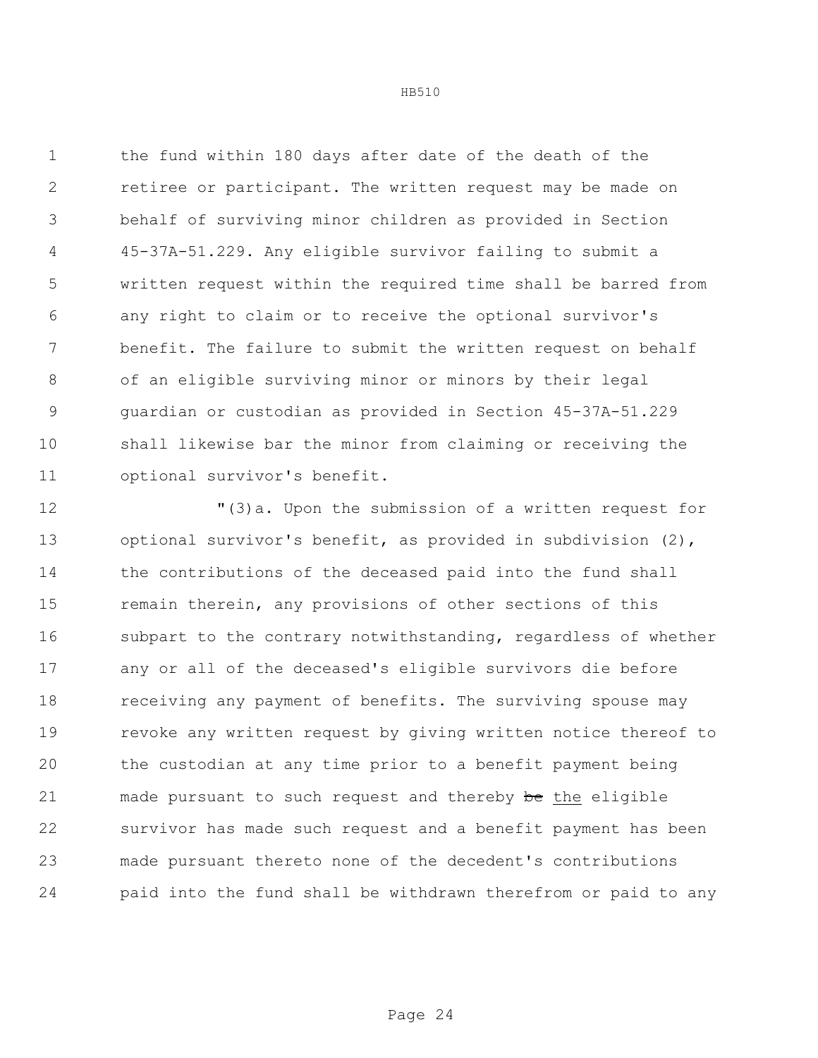the fund within 180 days after date of the death of the retiree or participant. The written request may be made on behalf of surviving minor children as provided in Section 45-37A-51.229. Any eligible survivor failing to submit a written request within the required time shall be barred from any right to claim or to receive the optional survivor's benefit. The failure to submit the written request on behalf of an eligible surviving minor or minors by their legal guardian or custodian as provided in Section 45-37A-51.229 shall likewise bar the minor from claiming or receiving the optional survivor's benefit.

"(3)a. Upon the submission of a written request for optional survivor's benefit, as provided in subdivision (2), the contributions of the deceased paid into the fund shall remain therein, any provisions of other sections of this subpart to the contrary notwithstanding, regardless of whether any or all of the deceased's eligible survivors die before receiving any payment of benefits. The surviving spouse may revoke any written request by giving written notice thereof to the custodian at any time prior to a benefit payment being made pursuant to such request and thereby ~~be~~ the eligible survivor has made such request and a benefit payment has been made pursuant thereto none of the decedent's contributions paid into the fund shall be withdrawn therefrom or paid to any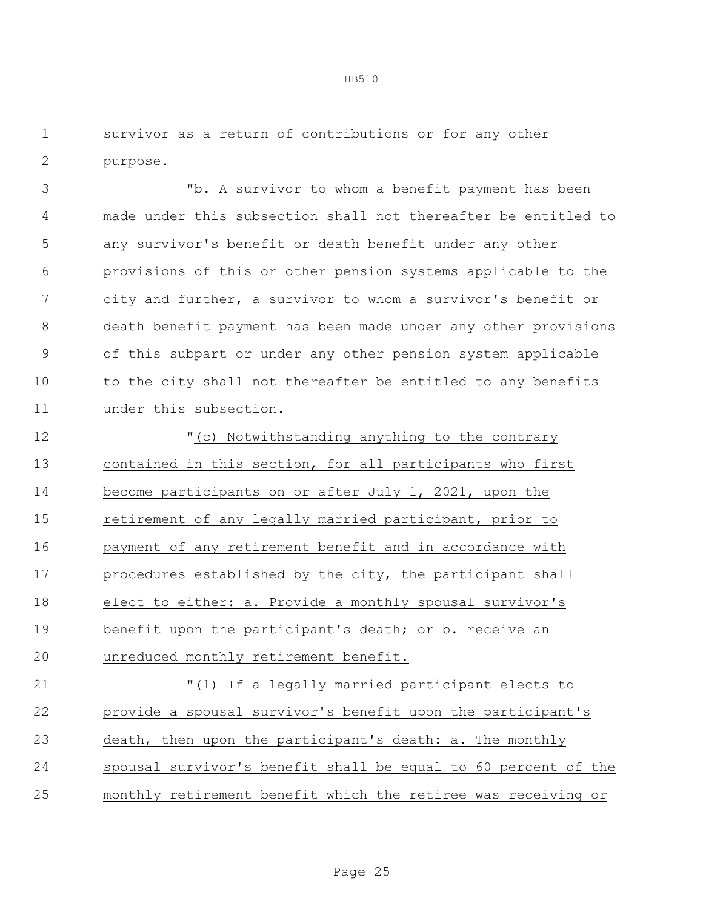survivor as a return of contributions or for any other purpose.

"b. A survivor to whom a benefit payment has been made under this subsection shall not thereafter be entitled to any survivor's benefit or death benefit under any other provisions of this or other pension systems applicable to the city and further, a survivor to whom a survivor's benefit or death benefit payment has been made under any other provisions of this subpart or under any other pension system applicable to the city shall not thereafter be entitled to any benefits under this subsection.

"(c) Notwithstanding anything to the contrary contained in this section, for all participants who first become participants on or after July 1, 2021, upon the retirement of any legally married participant, prior to payment of any retirement benefit and in accordance with procedures established by the city, the participant shall elect to either: a. Provide a monthly spousal survivor's benefit upon the participant's death; or b. receive an unreduced monthly retirement benefit.

"(1) If a legally married participant elects to provide a spousal survivor's benefit upon the participant's death, then upon the participant's death: a. The monthly spousal survivor's benefit shall be equal to 60 percent of the monthly retirement benefit which the retiree was receiving or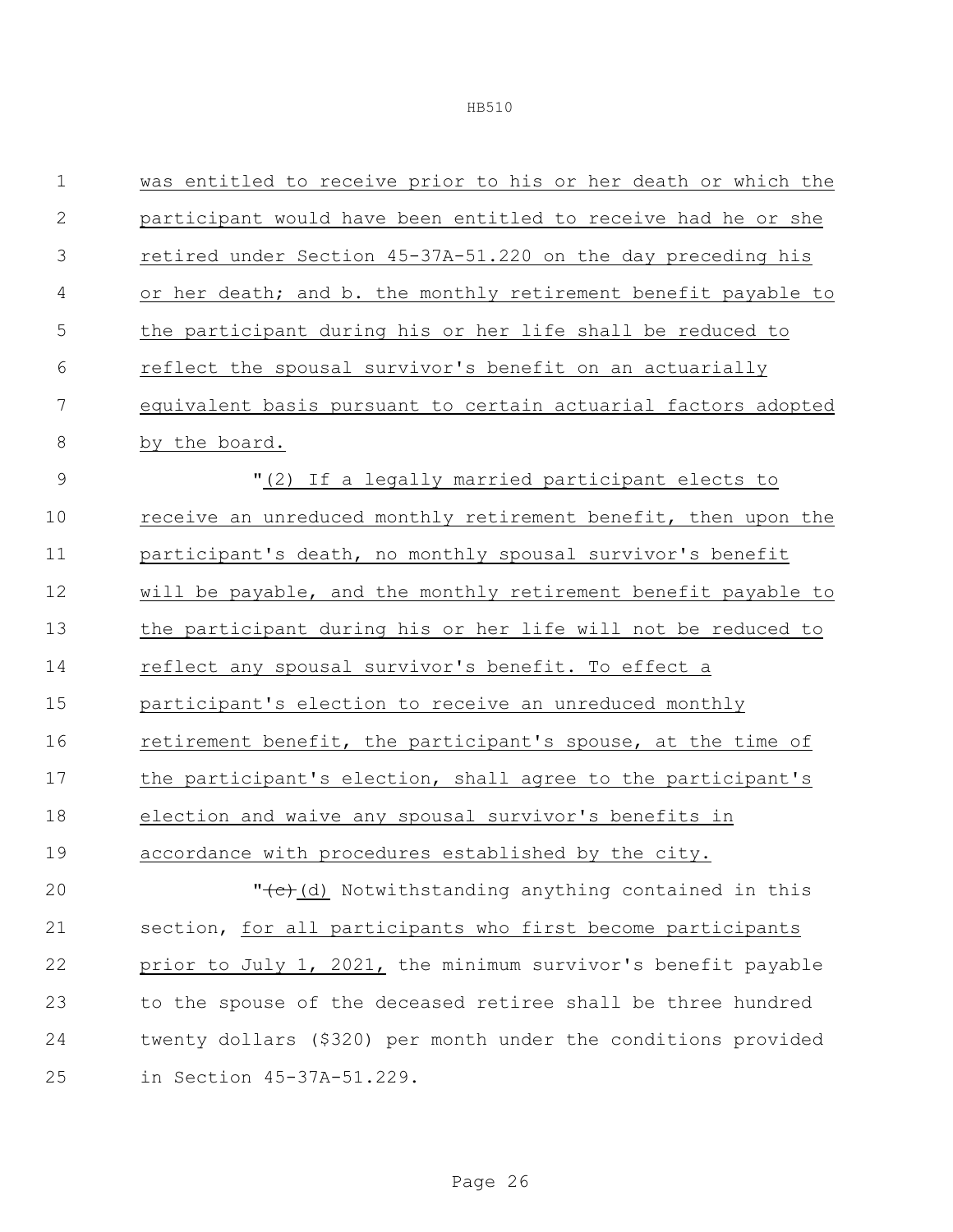was entitled to receive prior to his or her death or which the participant would have been entitled to receive had he or she retired under Section 45-37A-51.220 on the day preceding his or her death; and b. the monthly retirement benefit payable to the participant during his or her life shall be reduced to reflect the spousal survivor's benefit on an actuarially equivalent basis pursuant to certain actuarial factors adopted by the board.

"(2) If a legally married participant elects to receive an unreduced monthly retirement benefit, then upon the participant's death, no monthly spousal survivor's benefit will be payable, and the monthly retirement benefit payable to the participant during his or her life will not be reduced to reflect any spousal survivor's benefit. To effect a participant's election to receive an unreduced monthly retirement benefit, the participant's spouse, at the time of the participant's election, shall agree to the participant's election and waive any spousal survivor's benefits in accordance with procedures established by the city.

"~~(c)~~(d) Notwithstanding anything contained in this section, for all participants who first become participants prior to July 1, 2021, the minimum survivor's benefit payable to the spouse of the deceased retiree shall be three hundred twenty dollars ($320) per month under the conditions provided in Section 45-37A-51.229.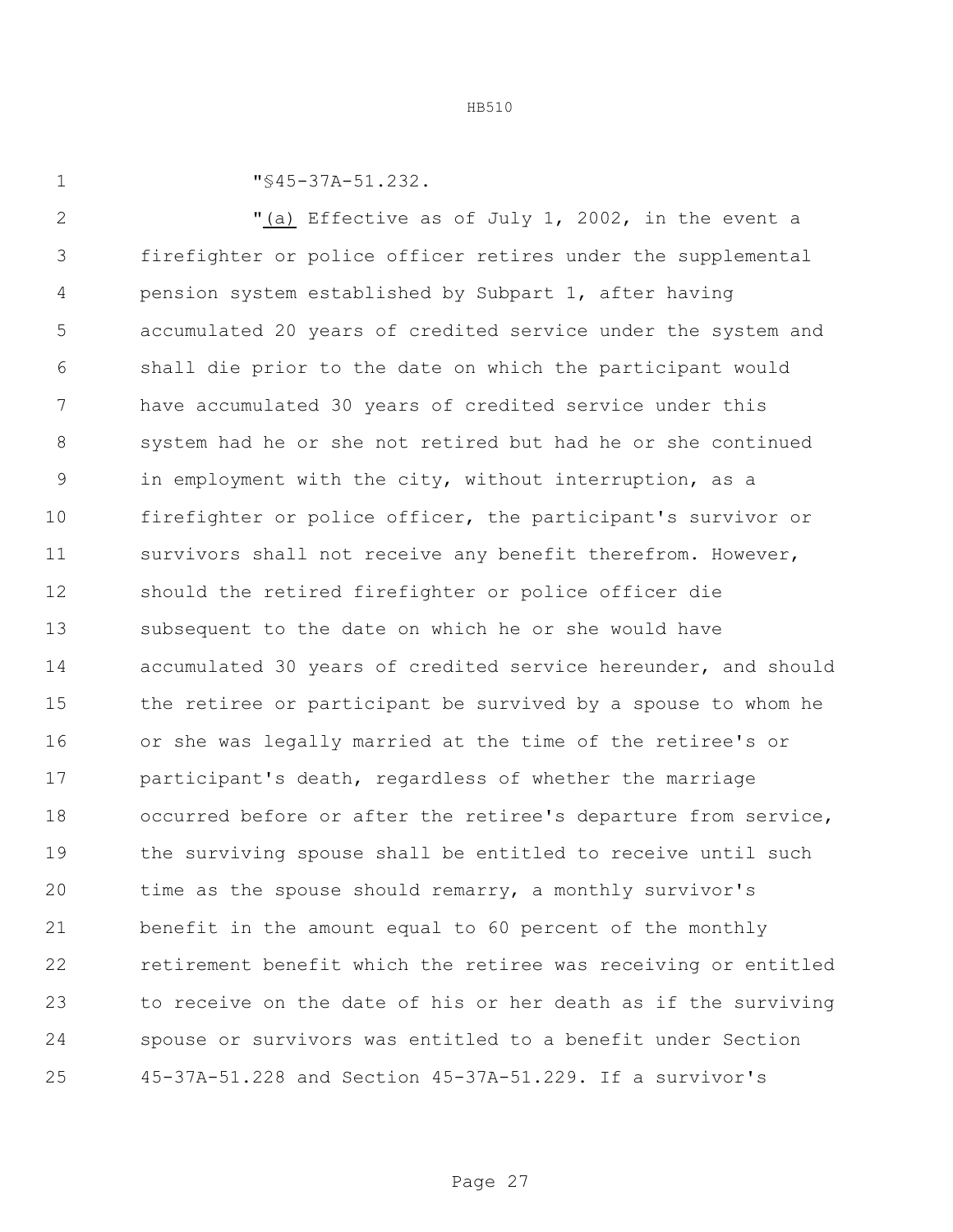"§45-37A-51.232.

"<u>(a)</u> Effective as of July 1, 2002, in the event a firefighter or police officer retires under the supplemental pension system established by Subpart 1, after having accumulated 20 years of credited service under the system and shall die prior to the date on which the participant would have accumulated 30 years of credited service under this system had he or she not retired but had he or she continued in employment with the city, without interruption, as a firefighter or police officer, the participant's survivor or survivors shall not receive any benefit therefrom. However, should the retired firefighter or police officer die subsequent to the date on which he or she would have accumulated 30 years of credited service hereunder, and should the retiree or participant be survived by a spouse to whom he or she was legally married at the time of the retiree's or participant's death, regardless of whether the marriage occurred before or after the retiree's departure from service, the surviving spouse shall be entitled to receive until such time as the spouse should remarry, a monthly survivor's benefit in the amount equal to 60 percent of the monthly retirement benefit which the retiree was receiving or entitled to receive on the date of his or her death as if the surviving spouse or survivors was entitled to a benefit under Section 45-37A-51.228 and Section 45-37A-51.229. If a survivor's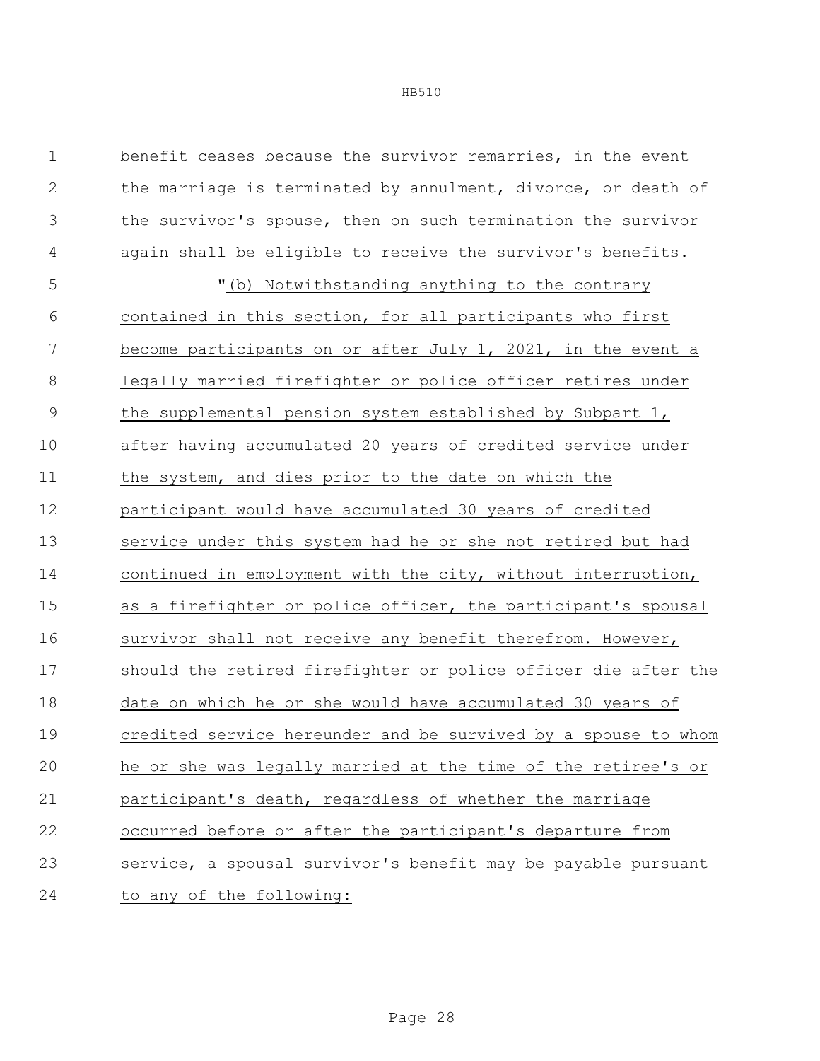benefit ceases because the survivor remarries, in the event the marriage is terminated by annulment, divorce, or death of the survivor's spouse, then on such termination the survivor again shall be eligible to receive the survivor's benefits.

"(b) Notwithstanding anything to the contrary contained in this section, for all participants who first become participants on or after July 1, 2021, in the event a legally married firefighter or police officer retires under the supplemental pension system established by Subpart 1, after having accumulated 20 years of credited service under the system, and dies prior to the date on which the participant would have accumulated 30 years of credited service under this system had he or she not retired but had continued in employment with the city, without interruption, as a firefighter or police officer, the participant's spousal survivor shall not receive any benefit therefrom. However, should the retired firefighter or police officer die after the date on which he or she would have accumulated 30 years of credited service hereunder and be survived by a spouse to whom he or she was legally married at the time of the retiree's or participant's death, regardless of whether the marriage occurred before or after the participant's departure from service, a spousal survivor's benefit may be payable pursuant to any of the following: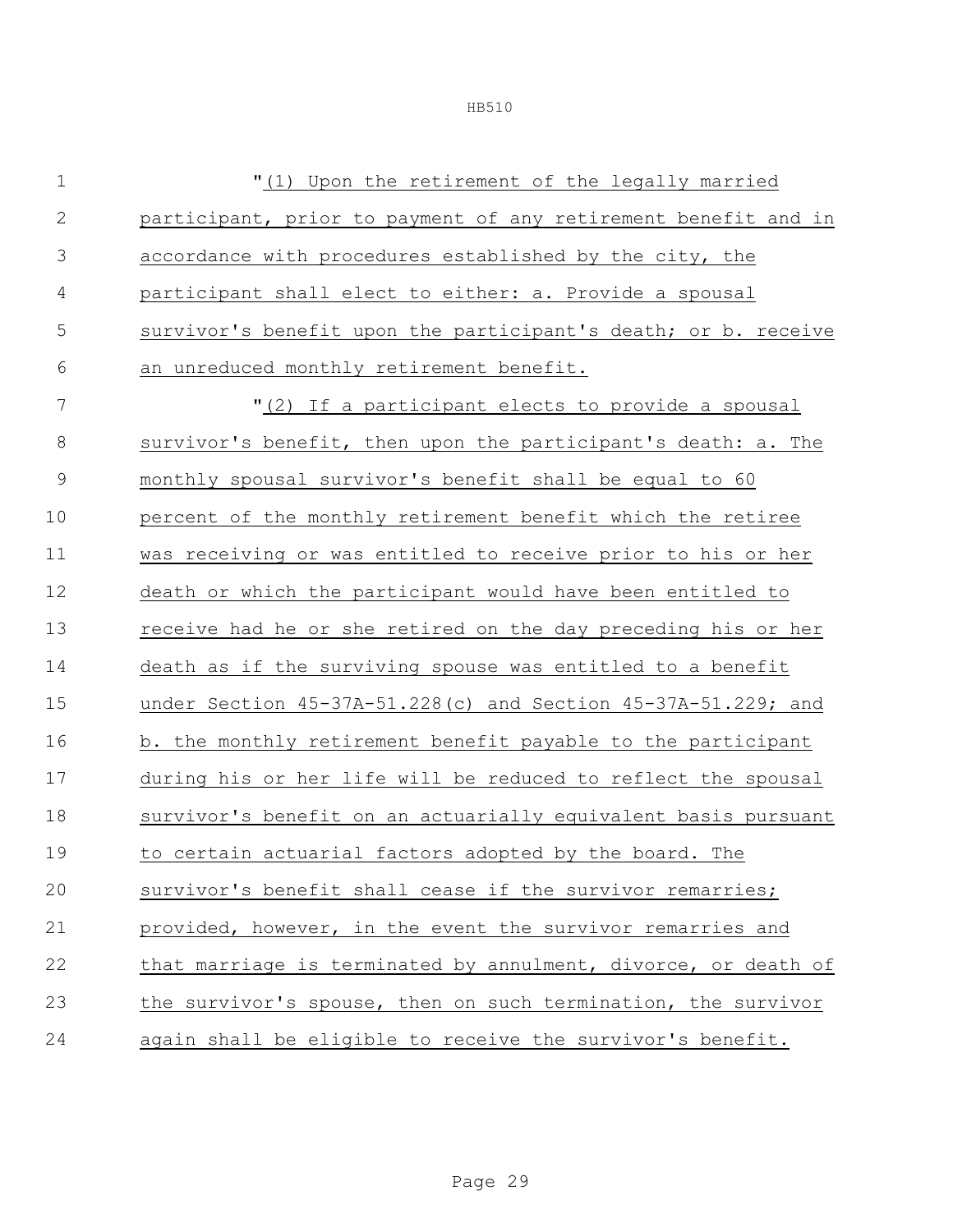"(1) Upon the retirement of the legally married participant, prior to payment of any retirement benefit and in accordance with procedures established by the city, the participant shall elect to either: a. Provide a spousal survivor's benefit upon the participant's death; or b. receive an unreduced monthly retirement benefit.

"(2) If a participant elects to provide a spousal survivor's benefit, then upon the participant's death: a. The monthly spousal survivor's benefit shall be equal to 60 percent of the monthly retirement benefit which the retiree was receiving or was entitled to receive prior to his or her death or which the participant would have been entitled to receive had he or she retired on the day preceding his or her death as if the surviving spouse was entitled to a benefit under Section 45-37A-51.228(c) and Section 45-37A-51.229; and b. the monthly retirement benefit payable to the participant during his or her life will be reduced to reflect the spousal survivor's benefit on an actuarially equivalent basis pursuant to certain actuarial factors adopted by the board. The survivor's benefit shall cease if the survivor remarries; provided, however, in the event the survivor remarries and that marriage is terminated by annulment, divorce, or death of the survivor's spouse, then on such termination, the survivor again shall be eligible to receive the survivor's benefit.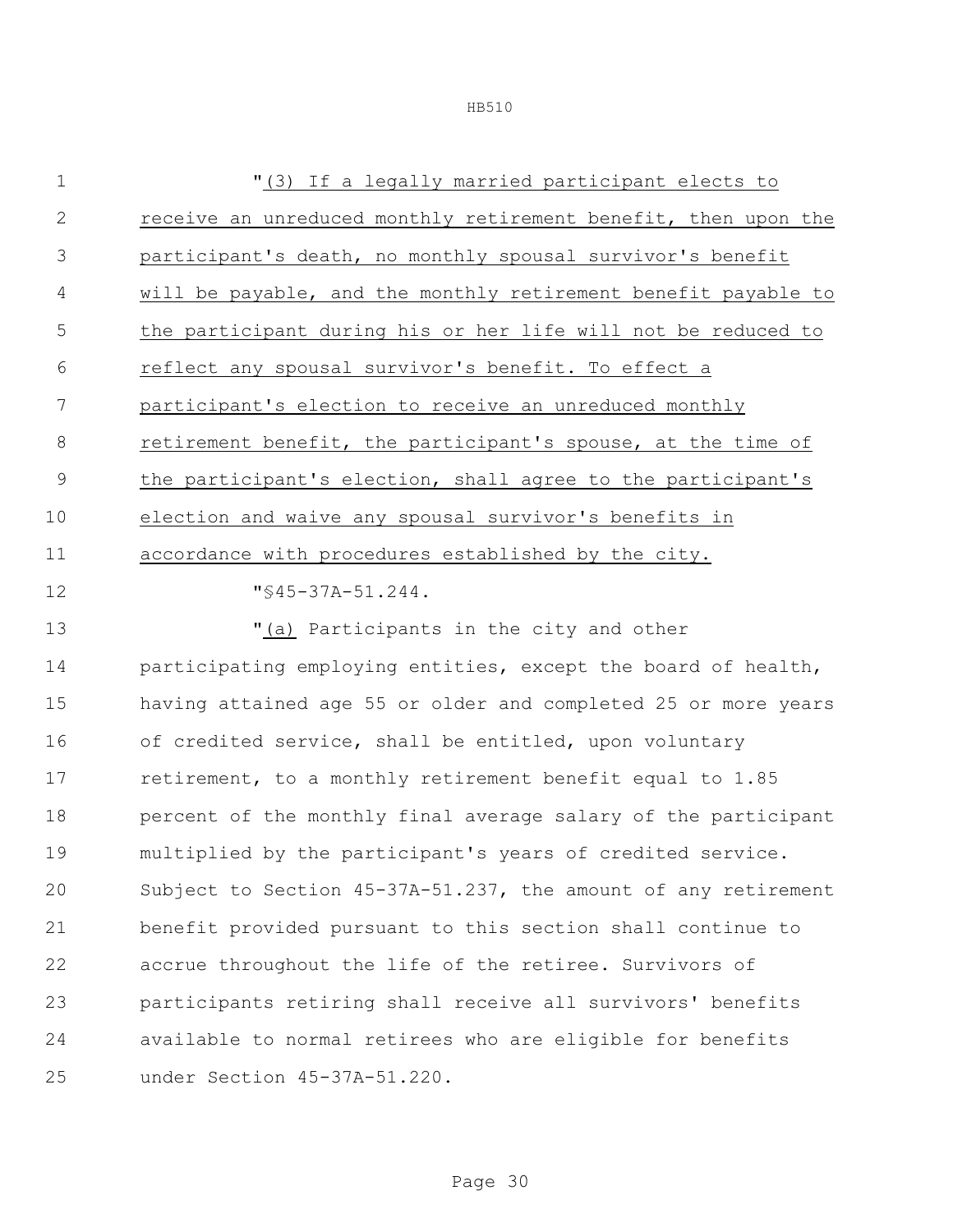"(3) If a legally married participant elects to receive an unreduced monthly retirement benefit, then upon the participant's death, no monthly spousal survivor's benefit will be payable, and the monthly retirement benefit payable to the participant during his or her life will not be reduced to reflect any spousal survivor's benefit. To effect a participant's election to receive an unreduced monthly retirement benefit, the participant's spouse, at the time of the participant's election, shall agree to the participant's election and waive any spousal survivor's benefits in accordance with procedures established by the city.

"§45-37A-51.244.

"(a) Participants in the city and other participating employing entities, except the board of health, having attained age 55 or older and completed 25 or more years of credited service, shall be entitled, upon voluntary retirement, to a monthly retirement benefit equal to 1.85 percent of the monthly final average salary of the participant multiplied by the participant's years of credited service. Subject to Section 45-37A-51.237, the amount of any retirement benefit provided pursuant to this section shall continue to accrue throughout the life of the retiree. Survivors of participants retiring shall receive all survivors' benefits available to normal retirees who are eligible for benefits under Section 45-37A-51.220.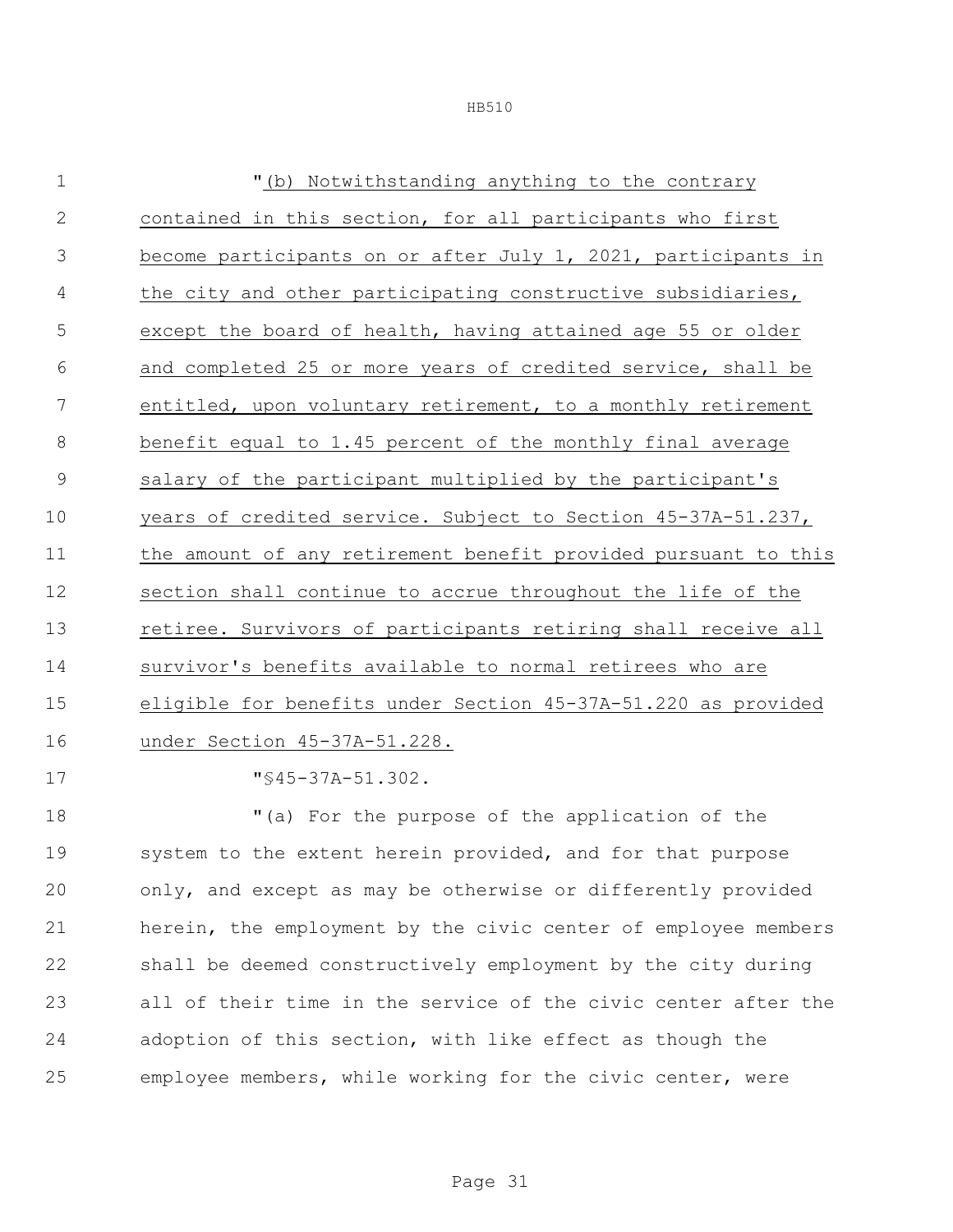"(b) Notwithstanding anything to the contrary contained in this section, for all participants who first become participants on or after July 1, 2021, participants in the city and other participating constructive subsidiaries, except the board of health, having attained age 55 or older and completed 25 or more years of credited service, shall be entitled, upon voluntary retirement, to a monthly retirement benefit equal to 1.45 percent of the monthly final average salary of the participant multiplied by the participant's years of credited service. Subject to Section 45-37A-51.237, the amount of any retirement benefit provided pursuant to this section shall continue to accrue throughout the life of the retiree. Survivors of participants retiring shall receive all survivor's benefits available to normal retirees who are eligible for benefits under Section 45-37A-51.220 as provided under Section 45-37A-51.228.

"§45-37A-51.302.

"(a) For the purpose of the application of the system to the extent herein provided, and for that purpose only, and except as may be otherwise or differently provided herein, the employment by the civic center of employee members shall be deemed constructively employment by the city during all of their time in the service of the civic center after the adoption of this section, with like effect as though the employee members, while working for the civic center, were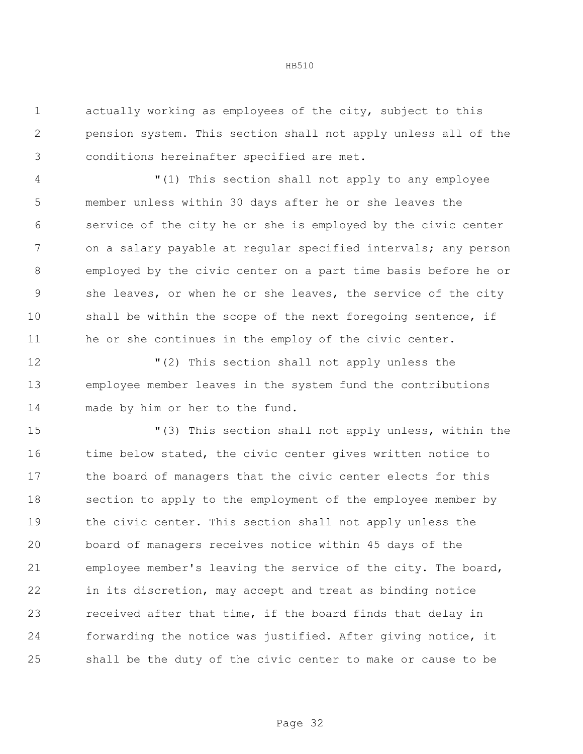actually working as employees of the city, subject to this pension system. This section shall not apply unless all of the conditions hereinafter specified are met.

"(1) This section shall not apply to any employee member unless within 30 days after he or she leaves the service of the city he or she is employed by the civic center on a salary payable at regular specified intervals; any person employed by the civic center on a part time basis before he or she leaves, or when he or she leaves, the service of the city shall be within the scope of the next foregoing sentence, if he or she continues in the employ of the civic center.

"(2) This section shall not apply unless the employee member leaves in the system fund the contributions made by him or her to the fund.

"(3) This section shall not apply unless, within the time below stated, the civic center gives written notice to the board of managers that the civic center elects for this section to apply to the employment of the employee member by the civic center. This section shall not apply unless the board of managers receives notice within 45 days of the employee member's leaving the service of the city. The board, in its discretion, may accept and treat as binding notice received after that time, if the board finds that delay in forwarding the notice was justified. After giving notice, it shall be the duty of the civic center to make or cause to be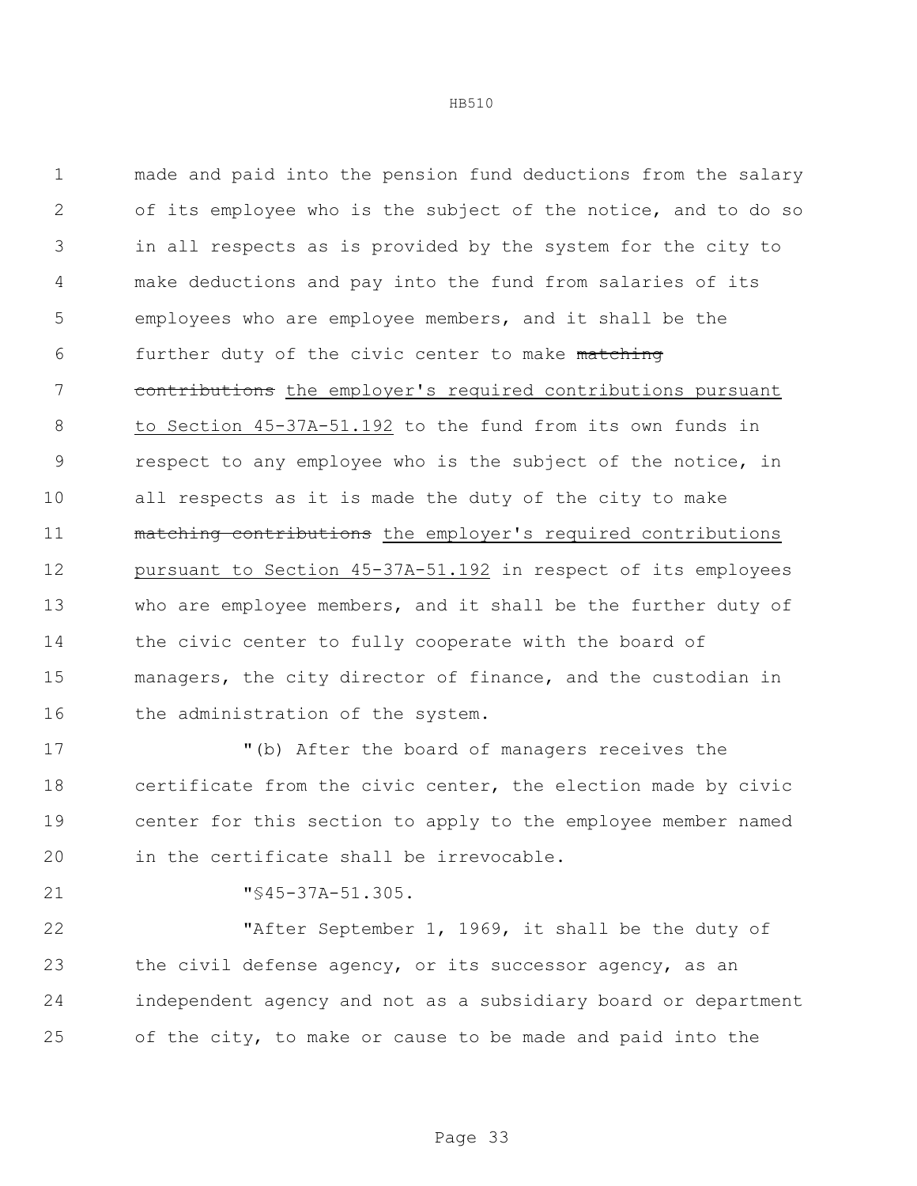made and paid into the pension fund deductions from the salary of its employee who is the subject of the notice, and to do so in all respects as is provided by the system for the city to make deductions and pay into the fund from salaries of its employees who are employee members, and it shall be the further duty of the civic center to make ~~matching contributions~~ the employer's required contributions pursuant to Section 45-37A-51.192 to the fund from its own funds in respect to any employee who is the subject of the notice, in all respects as it is made the duty of the city to make ~~matching contributions~~ the employer's required contributions pursuant to Section 45-37A-51.192 in respect of its employees who are employee members, and it shall be the further duty of the civic center to fully cooperate with the board of managers, the city director of finance, and the custodian in the administration of the system.

"(b) After the board of managers receives the certificate from the civic center, the election made by civic center for this section to apply to the employee member named in the certificate shall be irrevocable.

"§45-37A-51.305.

"After September 1, 1969, it shall be the duty of the civil defense agency, or its successor agency, as an independent agency and not as a subsidiary board or department of the city, to make or cause to be made and paid into the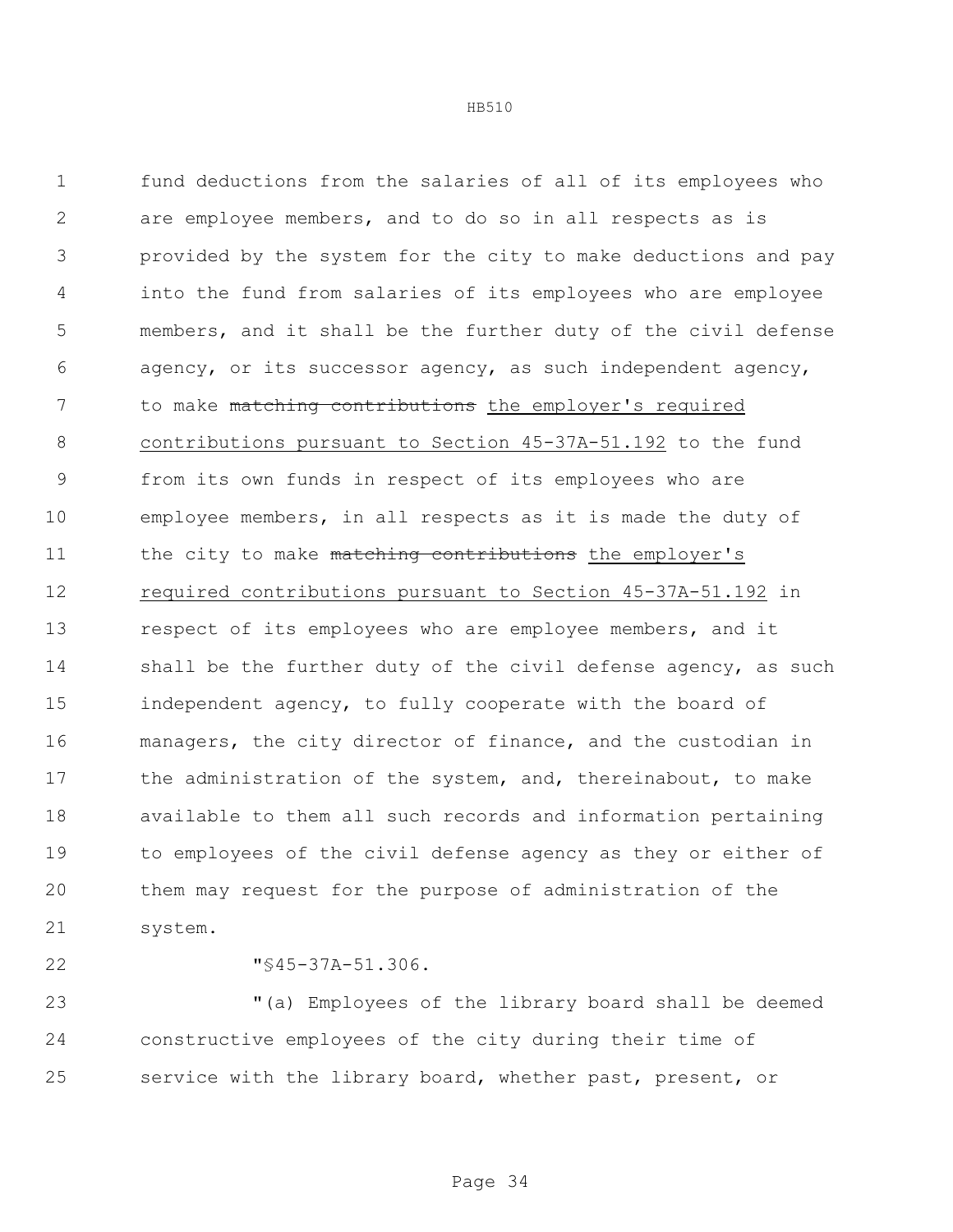fund deductions from the salaries of all of its employees who are employee members, and to do so in all respects as is provided by the system for the city to make deductions and pay into the fund from salaries of its employees who are employee members, and it shall be the further duty of the civil defense agency, or its successor agency, as such independent agency, to make ~~matching contributions~~ <u>the employer's required contributions pursuant to Section 45-37A-51.192</u> to the fund from its own funds in respect of its employees who are employee members, in all respects as it is made the duty of the city to make ~~matching contributions~~ <u>the employer's required contributions pursuant to Section 45-37A-51.192</u> in respect of its employees who are employee members, and it shall be the further duty of the civil defense agency, as such independent agency, to fully cooperate with the board of managers, the city director of finance, and the custodian in the administration of the system, and, thereinabout, to make available to them all such records and information pertaining to employees of the civil defense agency as they or either of them may request for the purpose of administration of the system.

"§45-37A-51.306.

"(a) Employees of the library board shall be deemed constructive employees of the city during their time of service with the library board, whether past, present, or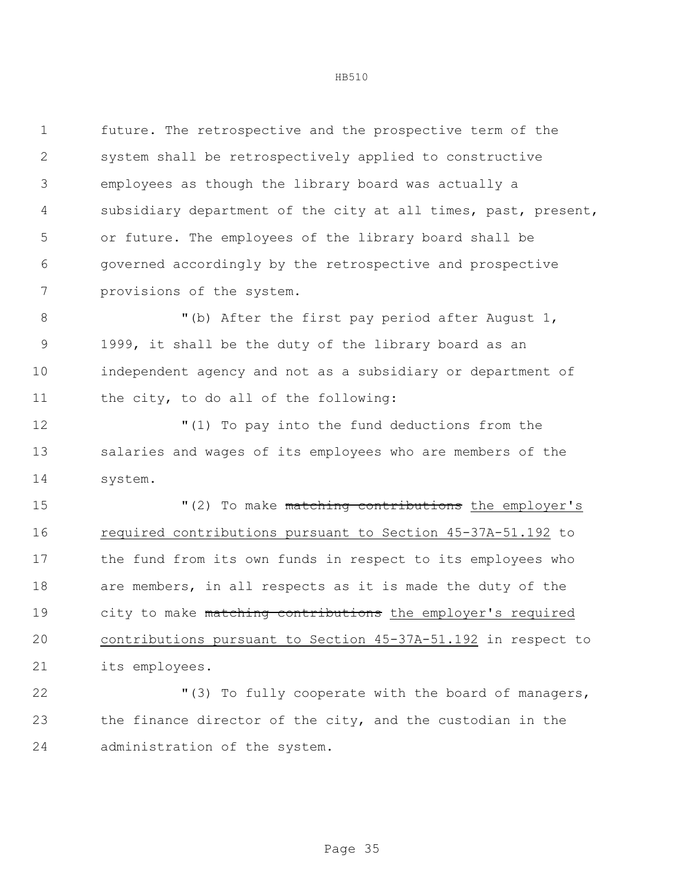future. The retrospective and the prospective term of the system shall be retrospectively applied to constructive employees as though the library board was actually a subsidiary department of the city at all times, past, present, or future. The employees of the library board shall be governed accordingly by the retrospective and prospective provisions of the system.

"(b) After the first pay period after August 1, 1999, it shall be the duty of the library board as an independent agency and not as a subsidiary or department of the city, to do all of the following:

"(1) To pay into the fund deductions from the salaries and wages of its employees who are members of the system.

"(2) To make ~~matching contributions~~ the employer's required contributions pursuant to Section 45-37A-51.192 to the fund from its own funds in respect to its employees who are members, in all respects as it is made the duty of the city to make ~~matching contributions~~ the employer's required contributions pursuant to Section 45-37A-51.192 in respect to its employees.

"(3) To fully cooperate with the board of managers, the finance director of the city, and the custodian in the administration of the system.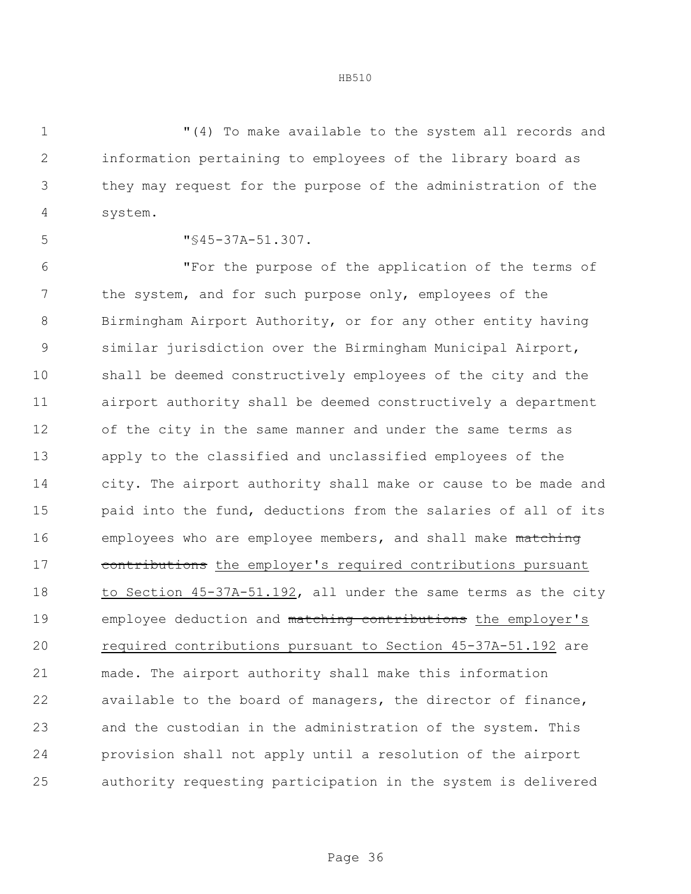"(4) To make available to the system all records and information pertaining to employees of the library board as they may request for the purpose of the administration of the system.

"§45-37A-51.307.

"For the purpose of the application of the terms of the system, and for such purpose only, employees of the Birmingham Airport Authority, or for any other entity having similar jurisdiction over the Birmingham Municipal Airport, shall be deemed constructively employees of the city and the airport authority shall be deemed constructively a department of the city in the same manner and under the same terms as apply to the classified and unclassified employees of the city. The airport authority shall make or cause to be made and paid into the fund, deductions from the salaries of all of its employees who are employee members, and shall make ~~matching contributions~~ <u>the employer's required contributions pursuant to Section 45-37A-51.192</u>, all under the same terms as the city employee deduction and ~~matching contributions~~ <u>the employer's required contributions pursuant to Section 45-37A-51.192</u> are made. The airport authority shall make this information available to the board of managers, the director of finance, and the custodian in the administration of the system. This provision shall not apply until a resolution of the airport authority requesting participation in the system is delivered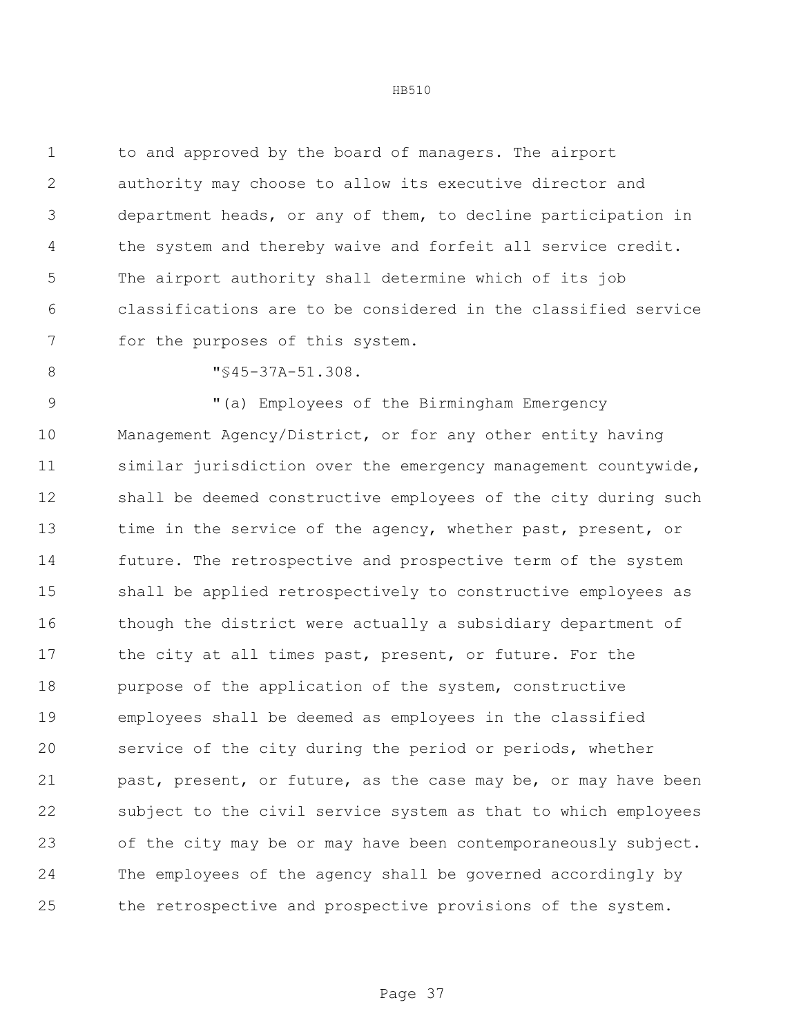to and approved by the board of managers. The airport authority may choose to allow its executive director and department heads, or any of them, to decline participation in the system and thereby waive and forfeit all service credit. The airport authority shall determine which of its job classifications are to be considered in the classified service for the purposes of this system.

"§45-37A-51.308.

"(a) Employees of the Birmingham Emergency Management Agency/District, or for any other entity having similar jurisdiction over the emergency management countywide, shall be deemed constructive employees of the city during such time in the service of the agency, whether past, present, or future. The retrospective and prospective term of the system shall be applied retrospectively to constructive employees as though the district were actually a subsidiary department of the city at all times past, present, or future. For the purpose of the application of the system, constructive employees shall be deemed as employees in the classified service of the city during the period or periods, whether past, present, or future, as the case may be, or may have been subject to the civil service system as that to which employees of the city may be or may have been contemporaneously subject. The employees of the agency shall be governed accordingly by the retrospective and prospective provisions of the system.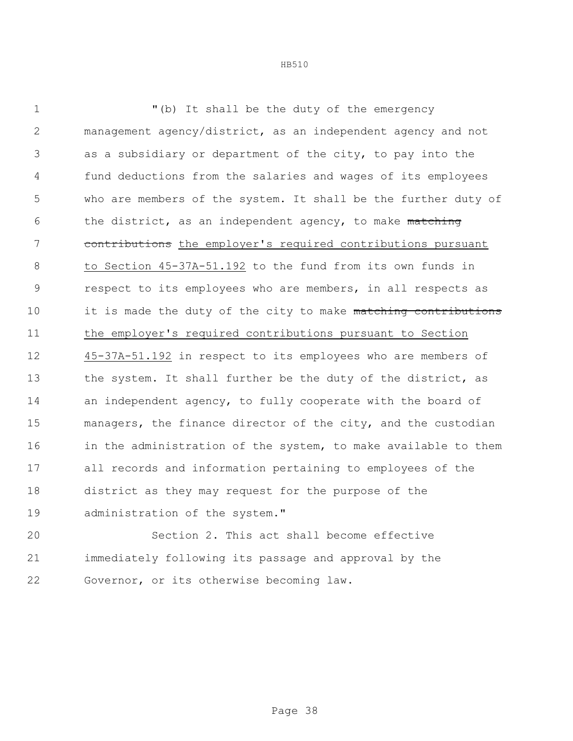"(b) It shall be the duty of the emergency management agency/district, as an independent agency and not as a subsidiary or department of the city, to pay into the fund deductions from the salaries and wages of its employees who are members of the system. It shall be the further duty of the district, as an independent agency, to make ~~matching contributions~~ <u>the employer's required contributions pursuant to Section 45-37A-51.192</u> to the fund from its own funds in respect to its employees who are members, in all respects as it is made the duty of the city to make ~~matching contributions~~ <u>the employer's required contributions pursuant to Section 45-37A-51.192</u> in respect to its employees who are members of the system. It shall further be the duty of the district, as an independent agency, to fully cooperate with the board of managers, the finance director of the city, and the custodian in the administration of the system, to make available to them all records and information pertaining to employees of the district as they may request for the purpose of the administration of the system."

Section 2. This act shall become effective immediately following its passage and approval by the Governor, or its otherwise becoming law.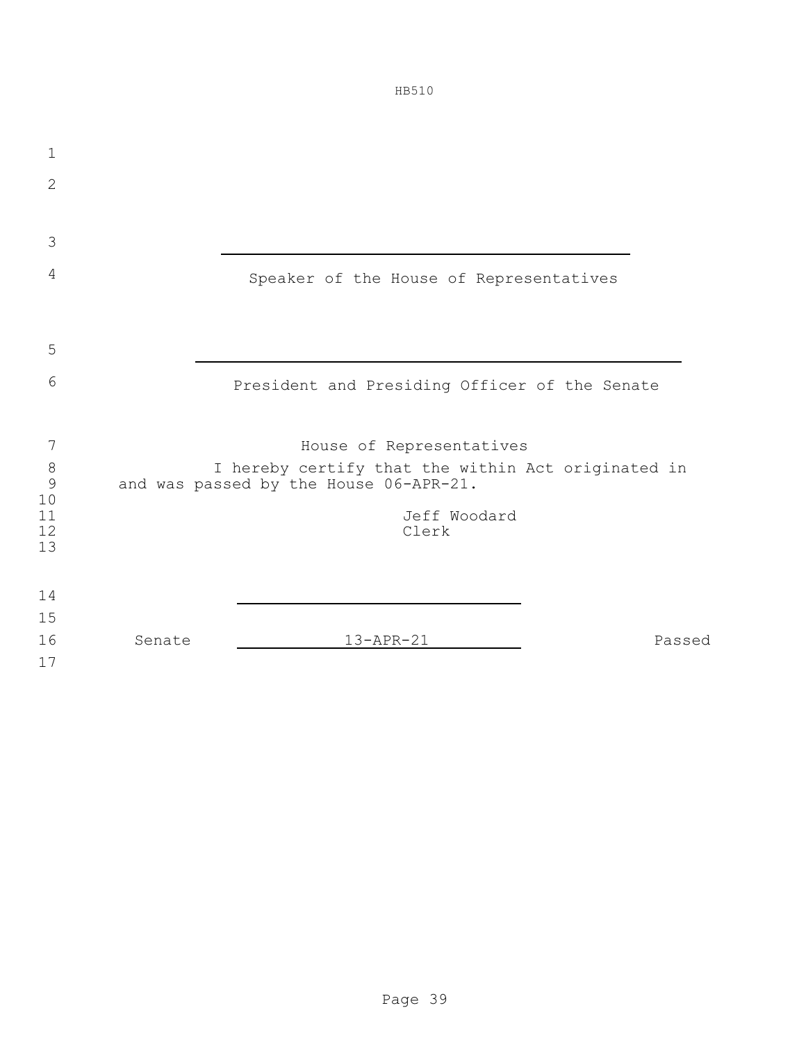\_\_\_\_\_\_\_\_\_\_\_\_\_\_\_\_\_\_\_\_\_\_\_\_\_\_\_\_\_\_\_\_\_\_\_\_\_\_\_\_

Speaker of the House of Representatives

\_\_\_\_\_\_\_\_\_\_\_\_\_\_\_\_\_\_\_\_\_\_\_\_\_\_\_\_\_\_\_\_\_\_\_\_\_\_\_\_

President and Presiding Officer of the Senate

House of Representatives

I hereby certify that the within Act originated in and was passed by the House 06-APR-21.

Jeff Woodard
Clerk

\_\_\_\_\_\_\_\_\_\_\_\_\_\_\_\_\_\_\_\_\_\_\_\_\_\_\_\_

Senate 13-APR-21 Passed